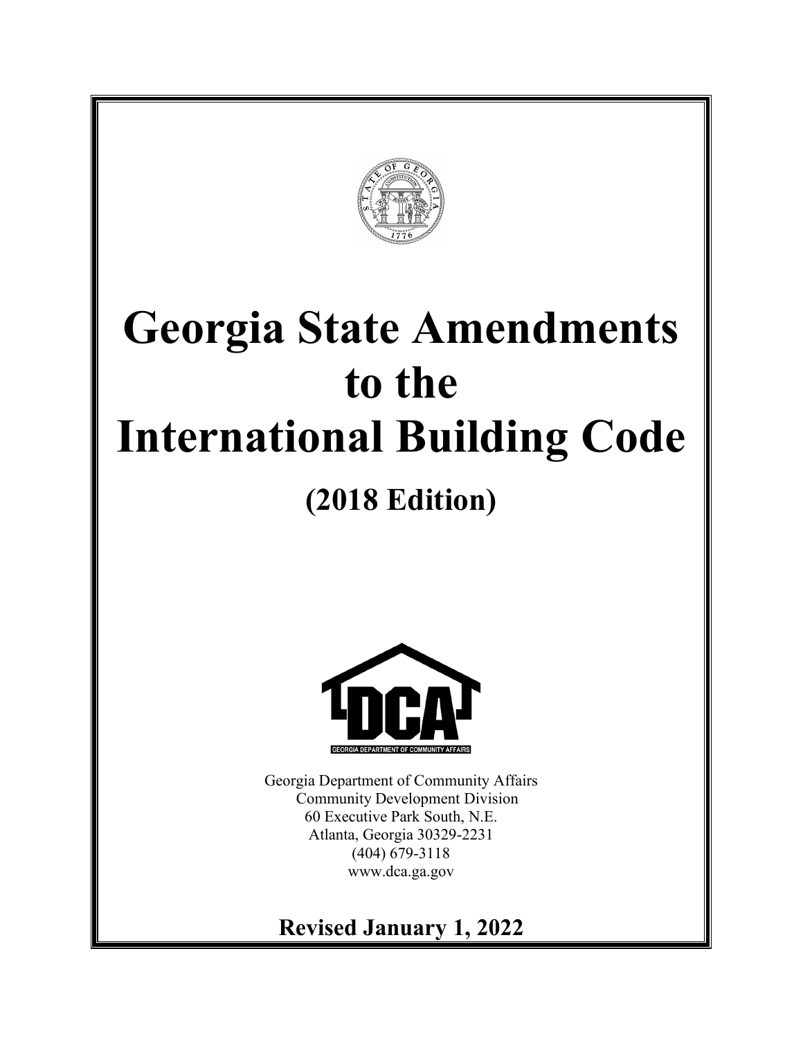# Georgia State Amendments to the International Building Code

## (2018 Edition)

Georgia Department of Community Affairs
Community Development Division
60 Executive Park South, N.E.
Atlanta, Georgia 30329-2231
(404) 679-3118
www.dca.ga.gov

**Revised January 1, 2022**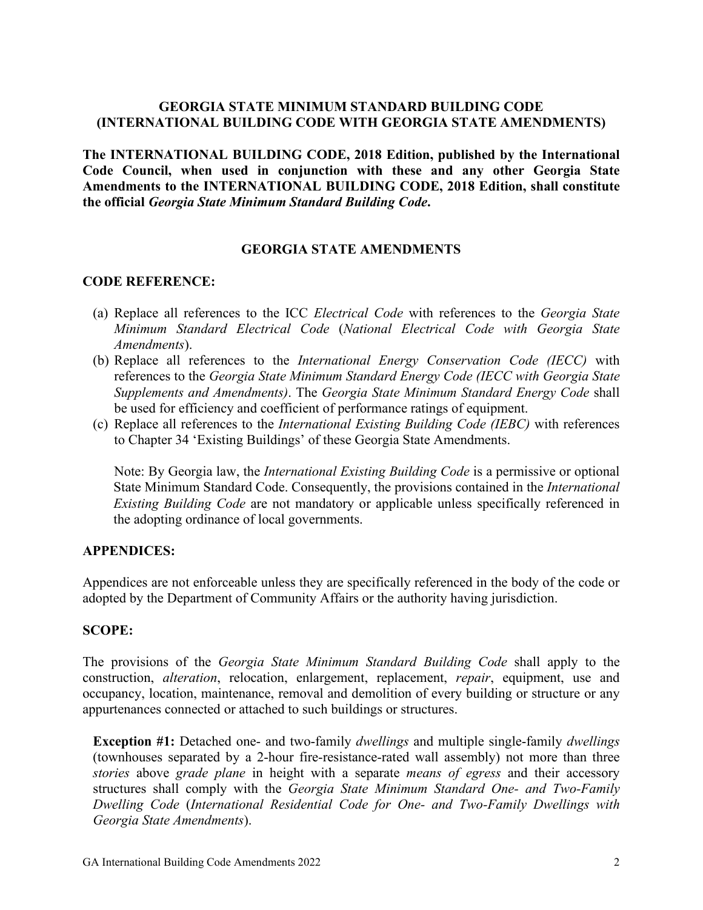**GEORGIA STATE MINIMUM STANDARD BUILDING CODE (INTERNATIONAL BUILDING CODE WITH GEORGIA STATE AMENDMENTS)**

**The INTERNATIONAL BUILDING CODE, 2018 Edition, published by the International Code Council, when used in conjunction with these and any other Georgia State Amendments to the INTERNATIONAL BUILDING CODE, 2018 Edition, shall constitute the official *Georgia State Minimum Standard Building Code*.**

## GEORGIA STATE AMENDMENTS

### CODE REFERENCE:

(a) Replace all references to the ICC *Electrical Code* with references to the *Georgia State Minimum Standard Electrical Code* (*National Electrical Code with Georgia State Amendments*).

(b) Replace all references to the *International Energy Conservation Code (IECC)* with references to the *Georgia State Minimum Standard Energy Code (IECC with Georgia State Supplements and Amendments)*. The *Georgia State Minimum Standard Energy Code* shall be used for efficiency and coefficient of performance ratings of equipment.

(c) Replace all references to the *International Existing Building Code (IEBC)* with references to Chapter 34 'Existing Buildings' of these Georgia State Amendments.

Note: By Georgia law, the *International Existing Building Code* is a permissive or optional State Minimum Standard Code. Consequently, the provisions contained in the *International Existing Building Code* are not mandatory or applicable unless specifically referenced in the adopting ordinance of local governments.

### APPENDICES:

Appendices are not enforceable unless they are specifically referenced in the body of the code or adopted by the Department of Community Affairs or the authority having jurisdiction.

### SCOPE:

The provisions of the *Georgia State Minimum Standard Building Code* shall apply to the construction, *alteration*, relocation, enlargement, replacement, *repair*, equipment, use and occupancy, location, maintenance, removal and demolition of every building or structure or any appurtenances connected or attached to such buildings or structures.

**Exception #1:** Detached one- and two-family *dwellings* and multiple single-family *dwellings* (townhouses separated by a 2-hour fire-resistance-rated wall assembly) not more than three *stories* above *grade plane* in height with a separate *means of egress* and their accessory structures shall comply with the *Georgia State Minimum Standard One- and Two-Family Dwelling Code* (*International Residential Code for One- and Two-Family Dwellings with Georgia State Amendments*).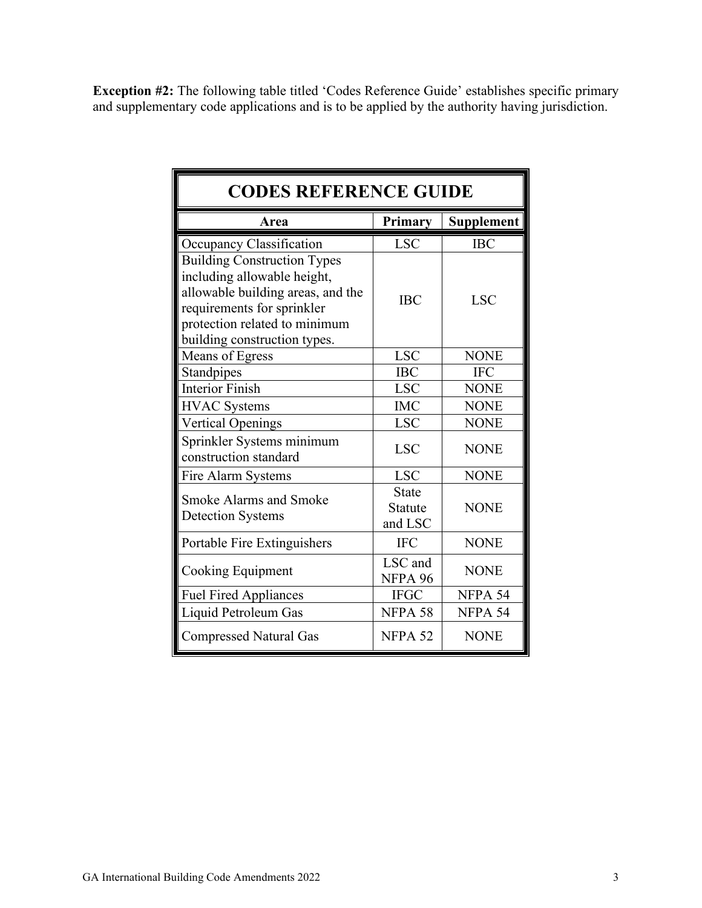**Exception #2:** The following table titled 'Codes Reference Guide' establishes specific primary and supplementary code applications and is to be applied by the authority having jurisdiction.

| CODES REFERENCE GUIDE | | |
|---|---|---|
| **Area** | **Primary** | **Supplement** |
| Occupancy Classification | LSC | IBC |
| Building Construction Types including allowable height, allowable building areas, and the requirements for sprinkler protection related to minimum building construction types. | IBC | LSC |
| Means of Egress | LSC | NONE |
| Standpipes | IBC | IFC |
| Interior Finish | LSC | NONE |
| HVAC Systems | IMC | NONE |
| Vertical Openings | LSC | NONE |
| Sprinkler Systems minimum construction standard | LSC | NONE |
| Fire Alarm Systems | LSC | NONE |
| Smoke Alarms and Smoke Detection Systems | State Statute and LSC | NONE |
| Portable Fire Extinguishers | IFC | NONE |
| Cooking Equipment | LSC and NFPA 96 | NONE |
| Fuel Fired Appliances | IFGC | NFPA 54 |
| Liquid Petroleum Gas | NFPA 58 | NFPA 54 |
| Compressed Natural Gas | NFPA 52 | NONE |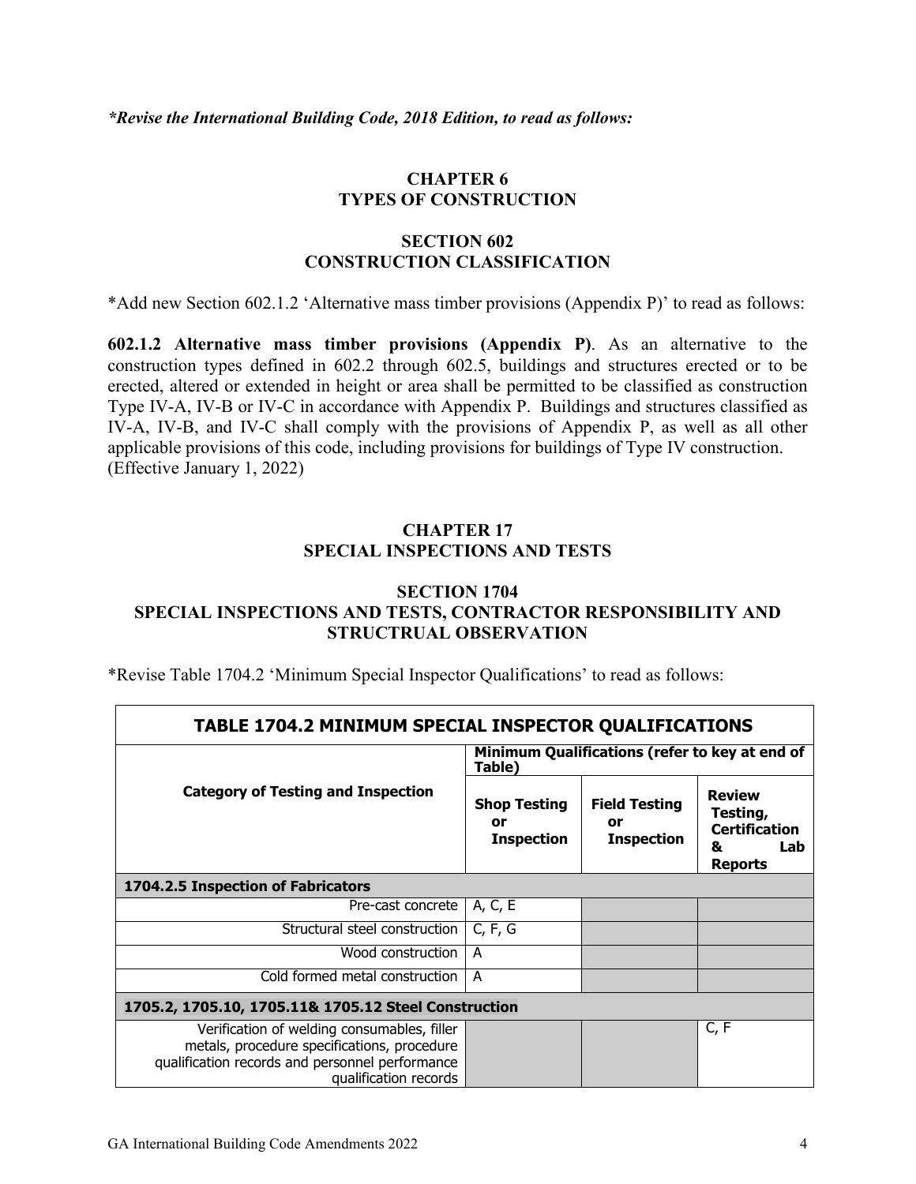***Revise the International Building Code, 2018 Edition, to read as follows:***

## CHAPTER 6
## TYPES OF CONSTRUCTION

### SECTION 602
### CONSTRUCTION CLASSIFICATION

*Add new Section 602.1.2 'Alternative mass timber provisions (Appendix P)' to read as follows:

**602.1.2 Alternative mass timber provisions (Appendix P)**. As an alternative to the construction types defined in 602.2 through 602.5, buildings and structures erected or to be erected, altered or extended in height or area shall be permitted to be classified as construction Type IV-A, IV-B or IV-C in accordance with Appendix P. Buildings and structures classified as IV-A, IV-B, and IV-C shall comply with the provisions of Appendix P, as well as all other applicable provisions of this code, including provisions for buildings of Type IV construction. (Effective January 1, 2022)

## CHAPTER 17
## SPECIAL INSPECTIONS AND TESTS

### SECTION 1704
### SPECIAL INSPECTIONS AND TESTS, CONTRACTOR RESPONSIBILITY AND STRUCTRUAL OBSERVATION

*Revise Table 1704.2 'Minimum Special Inspector Qualifications' to read as follows:

| TABLE 1704.2 MINIMUM SPECIAL INSPECTOR QUALIFICATIONS | | | |
|---|---|---|---|
| **Category of Testing and Inspection** | **Minimum Qualifications (refer to key at end of Table)** | | |
| | **Shop Testing or Inspection** | **Field Testing or Inspection** | **Review Testing, Certification & Lab Reports** |
| **1704.2.5 Inspection of Fabricators** | | | |
| Pre-cast concrete | A, C, E | | |
| Structural steel construction | C, F, G | | |
| Wood construction | A | | |
| Cold formed metal construction | A | | |
| **1705.2, 1705.10, 1705.11& 1705.12 Steel Construction** | | | |
| Verification of welding consumables, filler metals, procedure specifications, procedure qualification records and personnel performance qualification records | | | C, F |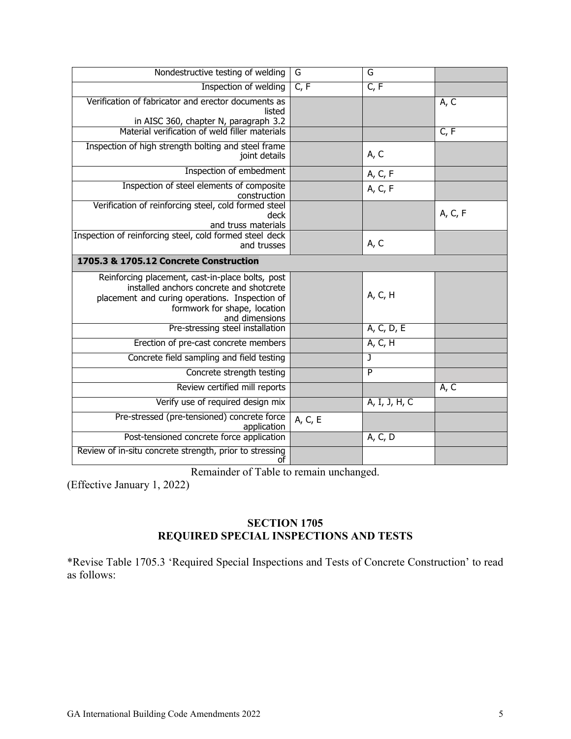| | | | |
|---|---|---|---|
| Nondestructive testing of welding | G | G | |
| Inspection of welding | C, F | C, F | |
| Verification of fabricator and erector documents as listed in AISC 360, chapter N, paragraph 3.2 | | | A, C |
| Material verification of weld filler materials | | | C, F |
| Inspection of high strength bolting and steel frame joint details | | A, C | |
| Inspection of embedment | | A, C, F | |
| Inspection of steel elements of composite construction | | A, C, F | |
| Verification of reinforcing steel, cold formed steel deck and truss materials | | | A, C, F |
| Inspection of reinforcing steel, cold formed steel deck and trusses | | A, C | |
| **1705.3 & 1705.12 Concrete Construction** | | | |
| Reinforcing placement, cast-in-place bolts, post installed anchors concrete and shotcrete placement and curing operations. Inspection of formwork for shape, location and dimensions | | A, C, H | |
| Pre-stressing steel installation | | A, C, D, E | |
| Erection of pre-cast concrete members | | A, C, H | |
| Concrete field sampling and field testing | | J | |
| Concrete strength testing | | P | |
| Review certified mill reports | | | A, C |
| Verify use of required design mix | | A, I, J, H, C | |
| Pre-stressed (pre-tensioned) concrete force application | A, C, E | | |
| Post-tensioned concrete force application | | A, C, D | |
| Review of in-situ concrete strength, prior to stressing of | | | |

Remainder of Table to remain unchanged.

(Effective January 1, 2022)

## SECTION 1705
## REQUIRED SPECIAL INSPECTIONS AND TESTS

*Revise Table 1705.3 'Required Special Inspections and Tests of Concrete Construction' to read as follows: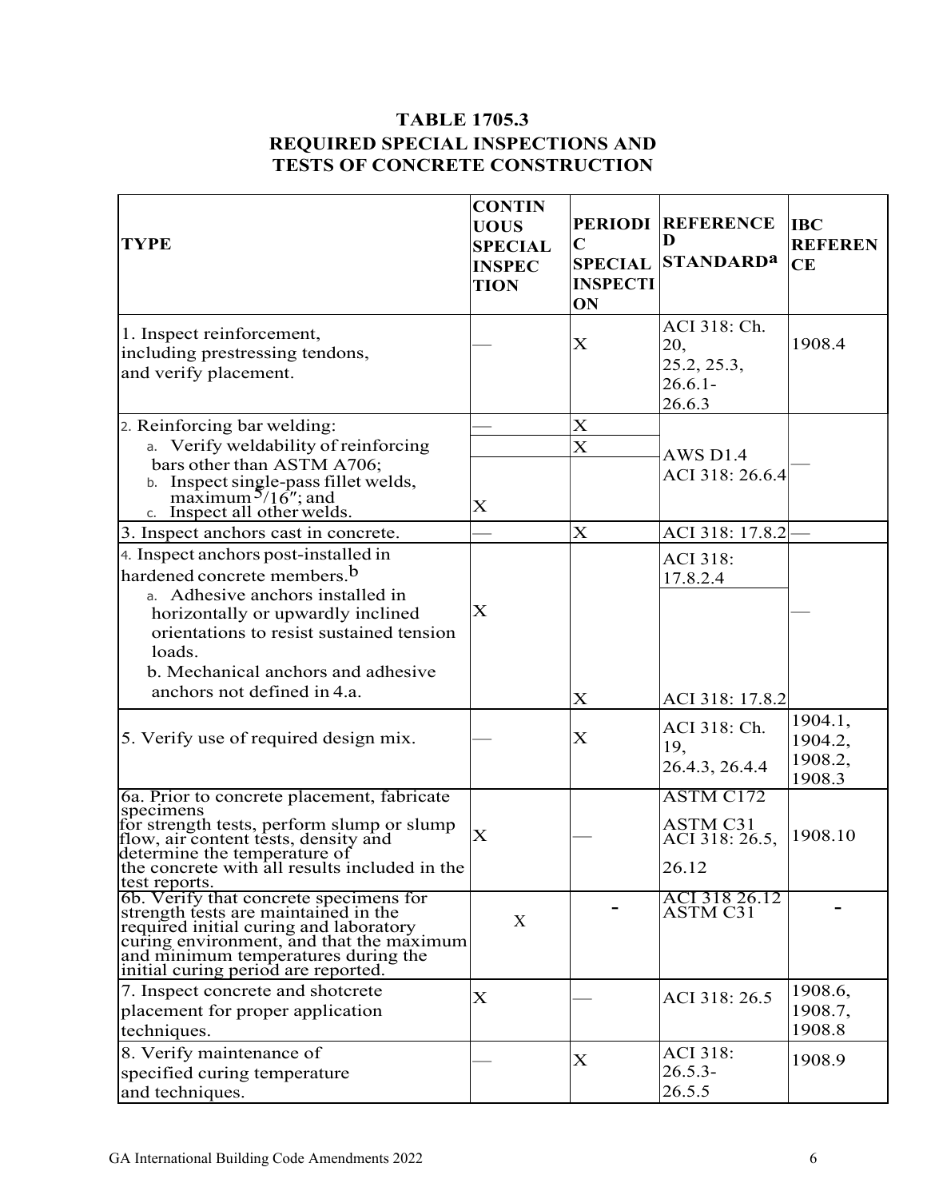## TABLE 1705.3
## REQUIRED SPECIAL INSPECTIONS AND TESTS OF CONCRETE CONSTRUCTION

| TYPE | CONTINUOUS SPECIAL INSPECTION | PERIODIC SPECIAL INSPECTION | REFERENCED STANDARD[a] | IBC REFERENCE |
|---|---|---|---|---|
| 1. Inspect reinforcement, including prestressing tendons, and verify placement. | — | X | ACI 318: Ch. 20, 25.2, 25.3, 26.6.1-26.6.3 | 1908.4 |
| 2. Reinforcing bar welding: | — | X | | |
| a. Verify weldability of reinforcing bars other than ASTM A706; | | X | AWS D1.4 ACI 318: 26.6.4 | — |
| b. Inspect single-pass fillet welds, maximum $^5/_{16}$″; and | | | | |
| c. Inspect all other welds. | X | | | |
| 3. Inspect anchors cast in concrete. | — | X | ACI 318: 17.8.2 | — |
| 4. Inspect anchors post-installed in hardened concrete members.[b] | | | | |
| a. Adhesive anchors installed in horizontally or upwardly inclined orientations to resist sustained tension loads. | X | | ACI 318: 17.8.2.4 | — |
| b. Mechanical anchors and adhesive anchors not defined in 4.a. | | X | ACI 318: 17.8.2 | |
| 5. Verify use of required design mix. | — | X | ACI 318: Ch. 19, 26.4.3, 26.4.4 | 1904.1, 1904.2, 1908.2, 1908.3 |
| 6a. Prior to concrete placement, fabricate specimens for strength tests, perform slump or slump flow, air content tests, density and determine the temperature of the concrete with all results included in the test reports. | X | — | ASTM C172 ASTM C31 ACI 318: 26.5, 26.12 | 1908.10 |
| 6b. Verify that concrete specimens for strength tests are maintained in the required initial curing and laboratory curing environment, and that the maximum and minimum temperatures during the initial curing period are reported. | X | - | ACI 318 26.12 ASTM C31 | - |
| 7. Inspect concrete and shotcrete placement for proper application techniques. | X | — | ACI 318: 26.5 | 1908.6, 1908.7, 1908.8 |
| 8. Verify maintenance of specified curing temperature and techniques. | — | X | ACI 318: 26.5.3-26.5.5 | 1908.9 |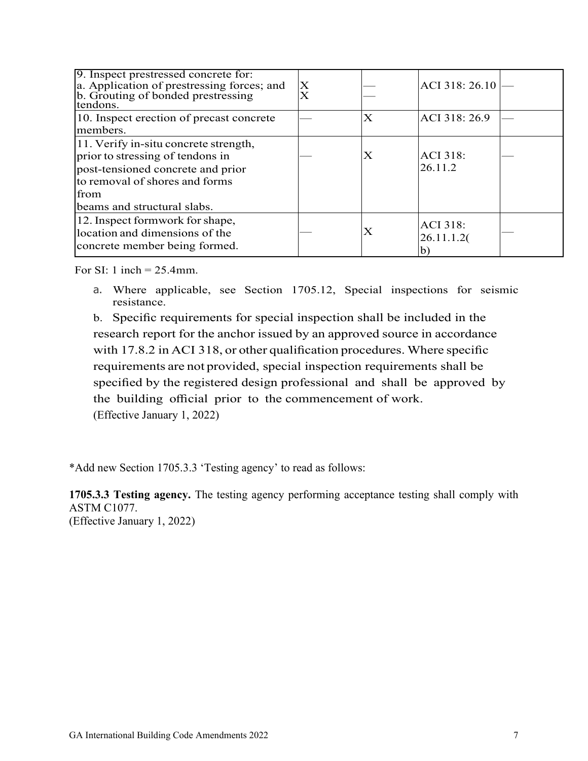| 9. Inspect prestressed concrete for:<br>a. Application of prestressing forces; and<br>b. Grouting of bonded prestressing tendons. | X<br>X | —<br>— | ACI 318: 26.10 | — |
|---|---|---|---|---|
| 10. Inspect erection of precast concrete members. | — | X | ACI 318: 26.9 | — |
| 11. Verify in-situ concrete strength, prior to stressing of tendons in post-tensioned concrete and prior to removal of shores and forms from beams and structural slabs. | — | X | ACI 318: 26.11.2 | — |
| 12. Inspect formwork for shape, location and dimensions of the concrete member being formed. | — | X | ACI 318: 26.11.1.2(b) | — |

For SI: 1 inch = 25.4mm.

a. Where applicable, see Section 1705.12, Special inspections for seismic resistance.

b. Specific requirements for special inspection shall be included in the research report for the anchor issued by an approved source in accordance with 17.8.2 in ACI 318, or other qualification procedures. Where specific requirements are not provided, special inspection requirements shall be specified by the registered design professional and shall be approved by the building official prior to the commencement of work.

(Effective January 1, 2022)

*Add new Section 1705.3.3 'Testing agency' to read as follows:

**1705.3.3 Testing agency.** The testing agency performing acceptance testing shall comply with ASTM C1077.
(Effective January 1, 2022)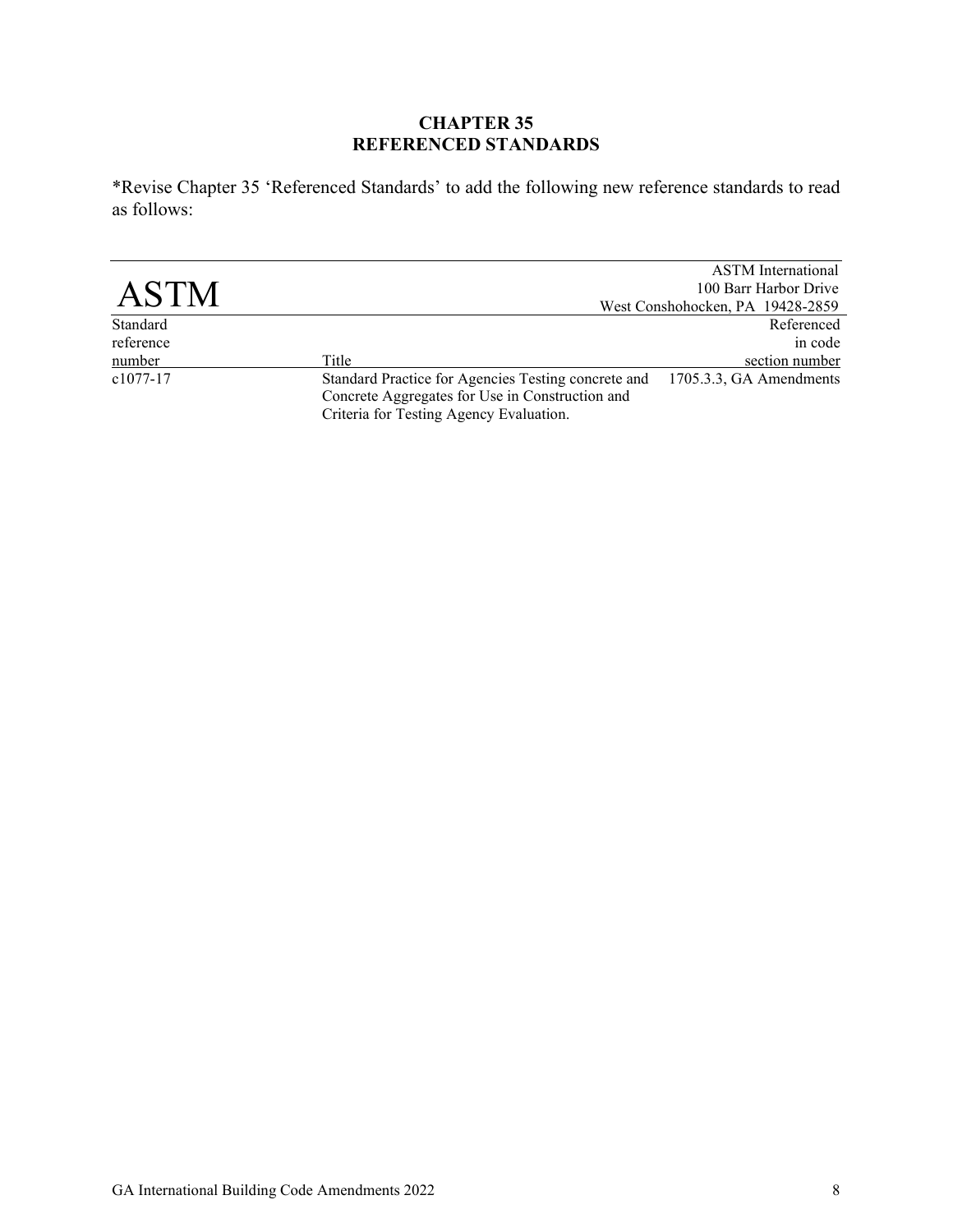# CHAPTER 35
# REFERENCED STANDARDS

*Revise Chapter 35 'Referenced Standards' to add the following new reference standards to read as follows:

## ASTM

ASTM International
100 Barr Harbor Drive
West Conshohocken, PA 19428-2859

| Standard reference number | Title | Referenced in code section number |
|---|---|---|
| c1077-17 | Standard Practice for Agencies Testing concrete and Concrete Aggregates for Use in Construction and Criteria for Testing Agency Evaluation. | 1705.3.3, GA Amendments |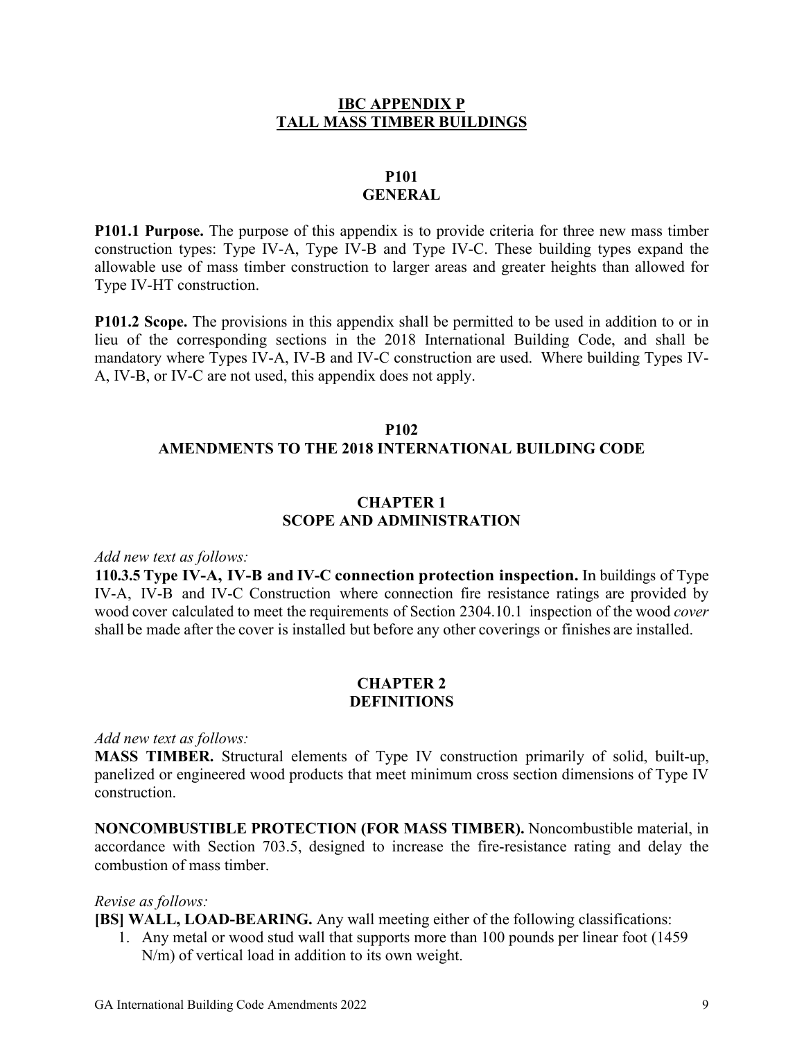# IBC APPENDIX P
# TALL MASS TIMBER BUILDINGS

## P101
## GENERAL

**P101.1 Purpose.** The purpose of this appendix is to provide criteria for three new mass timber construction types: Type IV-A, Type IV-B and Type IV-C. These building types expand the allowable use of mass timber construction to larger areas and greater heights than allowed for Type IV-HT construction.

**P101.2 Scope.** The provisions in this appendix shall be permitted to be used in addition to or in lieu of the corresponding sections in the 2018 International Building Code, and shall be mandatory where Types IV-A, IV-B and IV-C construction are used. Where building Types IV-A, IV-B, or IV-C are not used, this appendix does not apply.

## P102
## AMENDMENTS TO THE 2018 INTERNATIONAL BUILDING CODE

### CHAPTER 1
### SCOPE AND ADMINISTRATION

*Add new text as follows:*

**110.3.5 Type IV-A, IV-B and IV-C connection protection inspection.** In buildings of Type IV-A, IV-B and IV-C Construction where connection fire resistance ratings are provided by wood cover calculated to meet the requirements of Section 2304.10.1 inspection of the wood *cover* shall be made after the cover is installed but before any other coverings or finishes are installed.

### CHAPTER 2
### DEFINITIONS

*Add new text as follows:*

**MASS TIMBER.** Structural elements of Type IV construction primarily of solid, built-up, panelized or engineered wood products that meet minimum cross section dimensions of Type IV construction.

**NONCOMBUSTIBLE PROTECTION (FOR MASS TIMBER).** Noncombustible material, in accordance with Section 703.5, designed to increase the fire-resistance rating and delay the combustion of mass timber.

*Revise as follows:*

**[BS] WALL, LOAD-BEARING.** Any wall meeting either of the following classifications:

1. Any metal or wood stud wall that supports more than 100 pounds per linear foot (1459 N/m) of vertical load in addition to its own weight.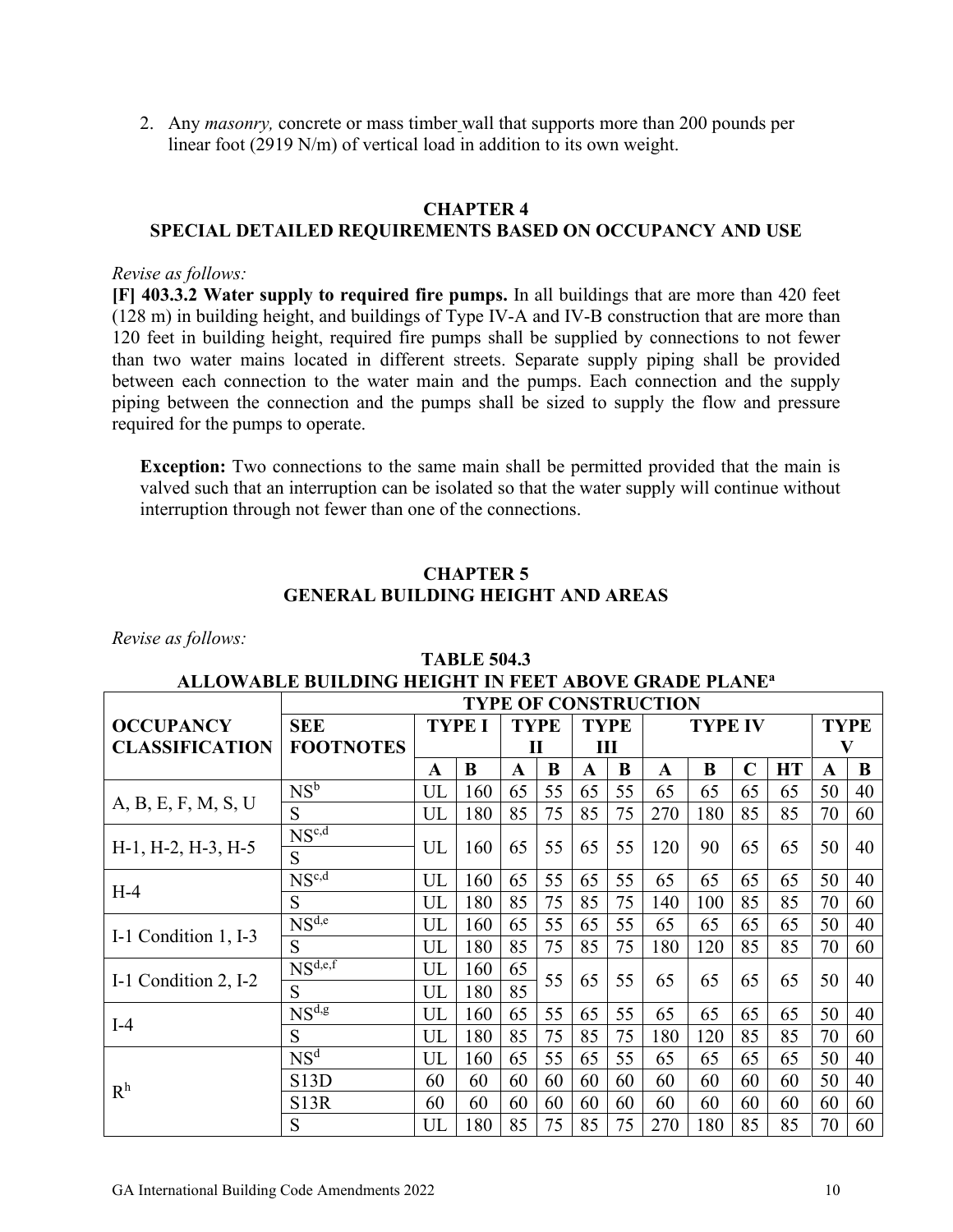2. Any *masonry,* concrete or mass timber wall that supports more than 200 pounds per linear foot (2919 N/m) of vertical load in addition to its own weight.

## CHAPTER 4
## SPECIAL DETAILED REQUIREMENTS BASED ON OCCUPANCY AND USE

*Revise as follows:*

**[F] 403.3.2 Water supply to required fire pumps.** In all buildings that are more than 420 feet (128 m) in building height, and buildings of Type IV-A and IV-B construction that are more than 120 feet in building height, required fire pumps shall be supplied by connections to not fewer than two water mains located in different streets. Separate supply piping shall be provided between each connection to the water main and the pumps. Each connection and the supply piping between the connection and the pumps shall be sized to supply the flow and pressure required for the pumps to operate.

**Exception:** Two connections to the same main shall be permitted provided that the main is valved such that an interruption can be isolated so that the water supply will continue without interruption through not fewer than one of the connections.

## CHAPTER 5
## GENERAL BUILDING HEIGHT AND AREAS

*Revise as follows:*

**TABLE 504.3**
**ALLOWABLE BUILDING HEIGHT IN FEET ABOVE GRADE PLANE[a]**

| OCCUPANCY CLASSIFICATION | SEE FOOTNOTES | TYPE OF CONSTRUCTION | | | | | | | | | | | |
|---|---|---|---|---|---|---|---|---|---|---|---|---|---|
| | | TYPE I | | TYPE II | | TYPE III | | TYPE IV | | | | TYPE V | |
| | | A | B | A | B | A | B | A | B | C | HT | A | B |
| A, B, E, F, M, S, U | NS[b] | UL | 160 | 65 | 55 | 65 | 55 | 65 | 65 | 65 | 65 | 50 | 40 |
| | S | UL | 180 | 85 | 75 | 85 | 75 | 270 | 180 | 85 | 85 | 70 | 60 |
| H-1, H-2, H-3, H-5 | NS[c,d] / S | UL | 160 | 65 | 55 | 65 | 55 | 120 | 90 | 65 | 65 | 50 | 40 |
| H-4 | NS[c,d] | UL | 160 | 65 | 55 | 65 | 55 | 65 | 65 | 65 | 65 | 50 | 40 |
| | S | UL | 180 | 85 | 75 | 85 | 75 | 140 | 100 | 85 | 85 | 70 | 60 |
| I-1 Condition 1, I-3 | NS[d,e] | UL | 160 | 65 | 55 | 65 | 55 | 65 | 65 | 65 | 65 | 50 | 40 |
| | S | UL | 180 | 85 | 75 | 85 | 75 | 180 | 120 | 85 | 85 | 70 | 60 |
| I-1 Condition 2, I-2 | NS[d,e,f] | UL | 160 | 65 | 55 | 65 | 55 | 65 | 65 | 65 | 65 | 50 | 40 |
| | S | UL | 180 | 85 | 55 | 65 | 55 | 65 | 65 | 65 | 65 | 50 | 40 |
| I-4 | NS[d,g] | UL | 160 | 65 | 55 | 65 | 55 | 65 | 65 | 65 | 65 | 50 | 40 |
| | S | UL | 180 | 85 | 75 | 85 | 75 | 180 | 120 | 85 | 85 | 70 | 60 |
| R[h] | NS[d] | UL | 160 | 65 | 55 | 65 | 55 | 65 | 65 | 65 | 65 | 50 | 40 |
| | S13D | 60 | 60 | 60 | 60 | 60 | 60 | 60 | 60 | 60 | 60 | 50 | 40 |
| | S13R | 60 | 60 | 60 | 60 | 60 | 60 | 60 | 60 | 60 | 60 | 60 | 60 |
| | S | UL | 180 | 85 | 75 | 85 | 75 | 270 | 180 | 85 | 85 | 70 | 60 |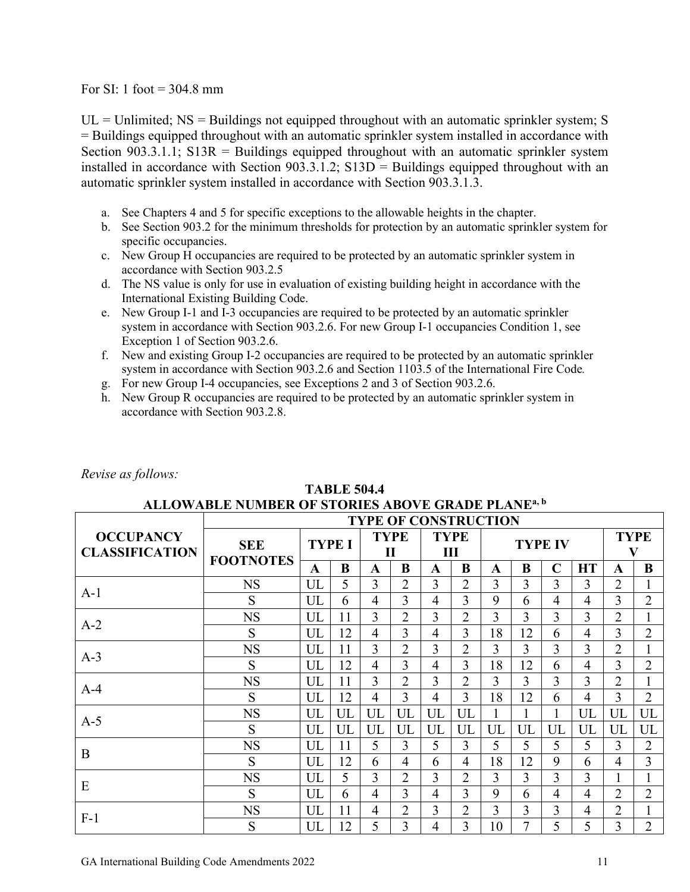For SI: 1 foot = 304.8 mm

UL = Unlimited; NS = Buildings not equipped throughout with an automatic sprinkler system; S = Buildings equipped throughout with an automatic sprinkler system installed in accordance with Section 903.3.1.1; S13R = Buildings equipped throughout with an automatic sprinkler system installed in accordance with Section 903.3.1.2; S13D = Buildings equipped throughout with an automatic sprinkler system installed in accordance with Section 903.3.1.3.

a. See Chapters 4 and 5 for specific exceptions to the allowable heights in the chapter.
b. See Section 903.2 for the minimum thresholds for protection by an automatic sprinkler system for specific occupancies.
c. New Group H occupancies are required to be protected by an automatic sprinkler system in accordance with Section 903.2.5
d. The NS value is only for use in evaluation of existing building height in accordance with the International Existing Building Code.
e. New Group I-1 and I-3 occupancies are required to be protected by an automatic sprinkler system in accordance with Section 903.2.6. For new Group I-1 occupancies Condition 1, see Exception 1 of Section 903.2.6.
f. New and existing Group I-2 occupancies are required to be protected by an automatic sprinkler system in accordance with Section 903.2.6 and Section 1103.5 of the International Fire Code.
g. For new Group I-4 occupancies, see Exceptions 2 and 3 of Section 903.2.6.
h. New Group R occupancies are required to be protected by an automatic sprinkler system in accordance with Section 903.2.8.

*Revise as follows:*

**TABLE 504.4**
**ALLOWABLE NUMBER OF STORIES ABOVE GRADE PLANE[a, b]**

| OCCUPANCY CLASSIFICATION | SEE FOOTNOTES | TYPE OF CONSTRUCTION | | | | | | | | | | | |
|---|---|---|---|---|---|---|---|---|---|---|---|---|---|
| | | TYPE I | | TYPE II | | TYPE III | | TYPE IV | | | | TYPE V | |
| | | A | B | A | B | A | B | A | B | C | HT | A | B |
| A-1 | NS | UL | 5 | 3 | 2 | 3 | 2 | 3 | 3 | 3 | 3 | 2 | 1 |
| | S | UL | 6 | 4 | 3 | 4 | 3 | 9 | 6 | 4 | 4 | 3 | 2 |
| A-2 | NS | UL | 11 | 3 | 2 | 3 | 2 | 3 | 3 | 3 | 3 | 2 | 1 |
| | S | UL | 12 | 4 | 3 | 4 | 3 | 18 | 12 | 6 | 4 | 3 | 2 |
| A-3 | NS | UL | 11 | 3 | 2 | 3 | 2 | 3 | 3 | 3 | 3 | 2 | 1 |
| | S | UL | 12 | 4 | 3 | 4 | 3 | 18 | 12 | 6 | 4 | 3 | 2 |
| A-4 | NS | UL | 11 | 3 | 2 | 3 | 2 | 3 | 3 | 3 | 3 | 2 | 1 |
| | S | UL | 12 | 4 | 3 | 4 | 3 | 18 | 12 | 6 | 4 | 3 | 2 |
| A-5 | NS | UL | UL | UL | UL | UL | UL | 1 | 1 | 1 | UL | UL | UL |
| | S | UL | UL | UL | UL | UL | UL | UL | UL | UL | UL | UL | UL |
| B | NS | UL | 11 | 5 | 3 | 5 | 3 | 5 | 5 | 5 | 5 | 3 | 2 |
| | S | UL | 12 | 6 | 4 | 6 | 4 | 18 | 12 | 9 | 6 | 4 | 3 |
| E | NS | UL | 5 | 3 | 2 | 3 | 2 | 3 | 3 | 3 | 3 | 1 | 1 |
| | S | UL | 6 | 4 | 3 | 4 | 3 | 9 | 6 | 4 | 4 | 2 | 2 |
| F-1 | NS | UL | 11 | 4 | 2 | 3 | 2 | 3 | 3 | 3 | 4 | 2 | 1 |
| | S | UL | 12 | 5 | 3 | 4 | 3 | 10 | 7 | 5 | 5 | 3 | 2 |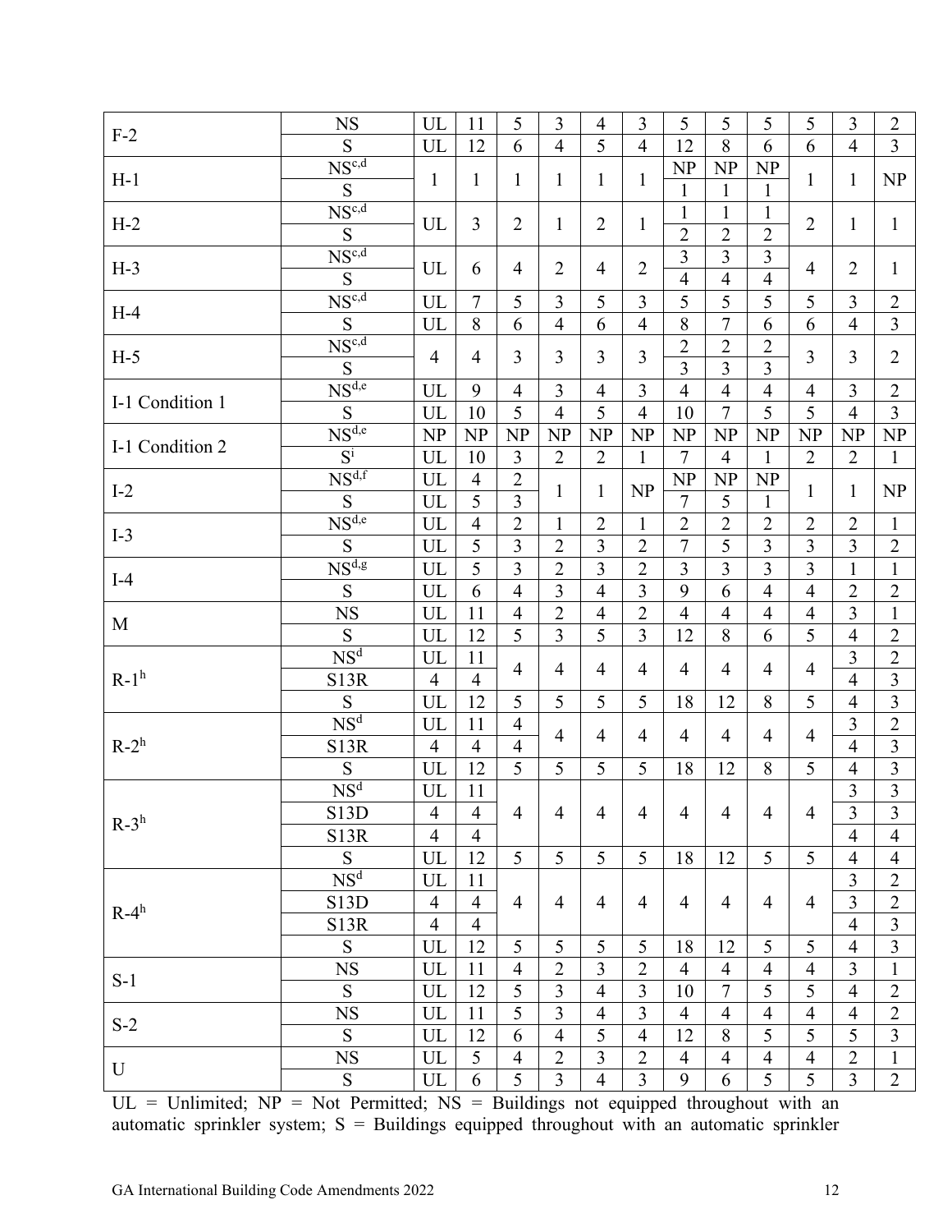| | | | | | | | | | | | | | |
|---|---|---|---|---|---|---|---|---|---|---|---|---|---|
| F-2 | NS | UL | 11 | 5 | 3 | 4 | 3 | 5 | 5 | 5 | 5 | 3 | 2 |
| | S | UL | 12 | 6 | 4 | 5 | 4 | 12 | 8 | 6 | 6 | 4 | 3 |
| H-1 | NS[c,d] | 1 | 1 | 1 | 1 | 1 | 1 | NP | NP | NP | 1 | 1 | NP |
| | S | | | | | | | 1 | 1 | 1 | | | |
| H-2 | NS[c,d] | UL | 3 | 2 | 1 | 2 | 1 | 1 | 1 | 1 | 2 | 1 | 1 |
| | S | | | | | | | 2 | 2 | 2 | | | |
| H-3 | NS[c,d] | UL | 6 | 4 | 2 | 4 | 2 | 3 | 3 | 3 | 4 | 2 | 1 |
| | S | | | | | | | 4 | 4 | 4 | | | |
| H-4 | NS[c,d] | UL | 7 | 5 | 3 | 5 | 3 | 5 | 5 | 5 | 5 | 3 | 2 |
| | S | UL | 8 | 6 | 4 | 6 | 4 | 8 | 7 | 6 | 6 | 4 | 3 |
| H-5 | NS[c,d] | 4 | 4 | 3 | 3 | 3 | 3 | 2 | 2 | 2 | 3 | 3 | 2 |
| | S | | | | | | | 3 | 3 | 3 | | | |
| I-1 Condition 1 | NS[d,e] | UL | 9 | 4 | 3 | 4 | 3 | 4 | 4 | 4 | 4 | 3 | 2 |
| | S | UL | 10 | 5 | 4 | 5 | 4 | 10 | 7 | 5 | 5 | 4 | 3 |
| I-1 Condition 2 | NS[d,e] | NP | NP | NP | NP | NP | NP | NP | NP | NP | NP | NP | NP |
| | S[i] | UL | 10 | 3 | 2 | 2 | 1 | 7 | 4 | 1 | 2 | 2 | 1 |
| I-2 | NS[d,f] | UL | 4 | 2 | 1 | 1 | NP | NP | NP | NP | 1 | 1 | NP |
| | S | UL | 5 | 3 | | | | 7 | 5 | 1 | | | |
| I-3 | NS[d,e] | UL | 4 | 2 | 1 | 2 | 1 | 2 | 2 | 2 | 2 | 2 | 1 |
| | S | UL | 5 | 3 | 2 | 3 | 2 | 7 | 5 | 3 | 3 | 3 | 2 |
| I-4 | NS[d,g] | UL | 5 | 3 | 2 | 3 | 2 | 3 | 3 | 3 | 3 | 1 | 1 |
| | S | UL | 6 | 4 | 3 | 4 | 3 | 9 | 6 | 4 | 4 | 2 | 2 |
| M | NS | UL | 11 | 4 | 2 | 4 | 2 | 4 | 4 | 4 | 4 | 3 | 1 |
| | S | UL | 12 | 5 | 3 | 5 | 3 | 12 | 8 | 6 | 5 | 4 | 2 |
| R-1[h] | NS[d] | UL | 11 | 4 | 4 | 4 | 4 | 4 | 4 | 4 | 4 | 3 | 2 |
| | S13R | 4 | 4 | | | | | | | | | 4 | 3 |
| | S | UL | 12 | 5 | 5 | 5 | 5 | 18 | 12 | 8 | 5 | 4 | 3 |
| R-2[h] | NS[d] | UL | 11 | 4 | 4 | 4 | 4 | 4 | 4 | 4 | 4 | 3 | 2 |
| | S13R | 4 | 4 | 4 | | | | | | | | 4 | 3 |
| | S | UL | 12 | 5 | 5 | 5 | 5 | 18 | 12 | 8 | 5 | 4 | 3 |
| R-3[h] | NS[d] | UL | 11 | 4 | 4 | 4 | 4 | 4 | 4 | 4 | 4 | 3 | 3 |
| | S13D | 4 | 4 | | | | | | | | | 3 | 3 |
| | S13R | 4 | 4 | | | | | | | | | 4 | 4 |
| | S | UL | 12 | 5 | 5 | 5 | 5 | 18 | 12 | 5 | 5 | 4 | 4 |
| R-4[h] | NS[d] | UL | 11 | 4 | 4 | 4 | 4 | 4 | 4 | 4 | 4 | 3 | 2 |
| | S13D | 4 | 4 | | | | | | | | | 3 | 2 |
| | S13R | 4 | 4 | | | | | | | | | 4 | 3 |
| | S | UL | 12 | 5 | 5 | 5 | 5 | 18 | 12 | 5 | 5 | 4 | 3 |
| S-1 | NS | UL | 11 | 4 | 2 | 3 | 2 | 4 | 4 | 4 | 4 | 3 | 1 |
| | S | UL | 12 | 5 | 3 | 4 | 3 | 10 | 7 | 5 | 5 | 4 | 2 |
| S-2 | NS | UL | 11 | 5 | 3 | 4 | 3 | 4 | 4 | 4 | 4 | 4 | 2 |
| | S | UL | 12 | 6 | 4 | 5 | 4 | 12 | 8 | 5 | 5 | 5 | 3 |
| U | NS | UL | 5 | 4 | 2 | 3 | 2 | 4 | 4 | 4 | 4 | 2 | 1 |
| | S | UL | 6 | 5 | 3 | 4 | 3 | 9 | 6 | 5 | 5 | 3 | 2 |

UL = Unlimited; NP = Not Permitted; NS = Buildings not equipped throughout with an automatic sprinkler system; S = Buildings equipped throughout with an automatic sprinkler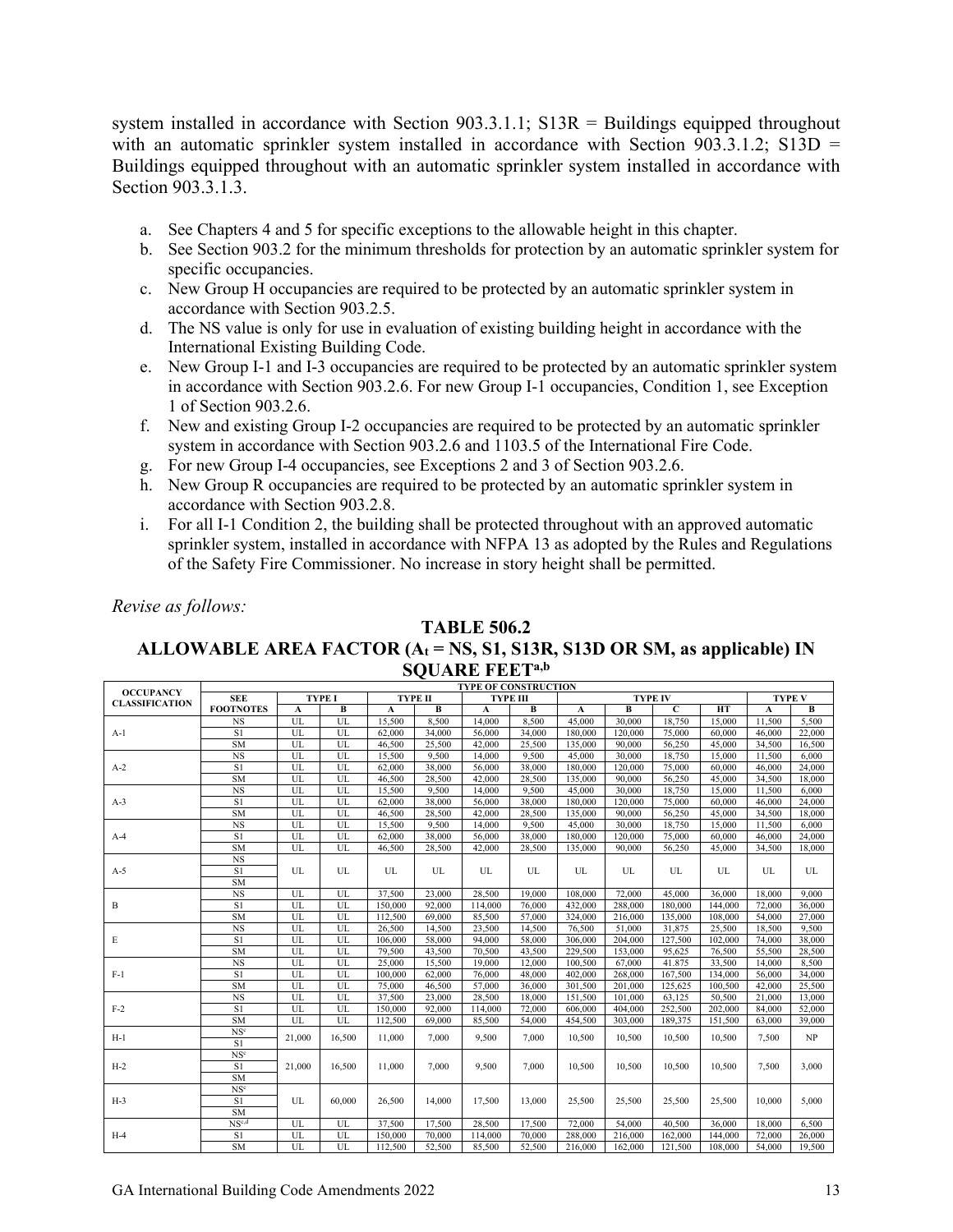system installed in accordance with Section 903.3.1.1; S13R = Buildings equipped throughout with an automatic sprinkler system installed in accordance with Section 903.3.1.2; S13D = Buildings equipped throughout with an automatic sprinkler system installed in accordance with Section 903.3.1.3.

a. See Chapters 4 and 5 for specific exceptions to the allowable height in this chapter.
b. See Section 903.2 for the minimum thresholds for protection by an automatic sprinkler system for specific occupancies.
c. New Group H occupancies are required to be protected by an automatic sprinkler system in accordance with Section 903.2.5.
d. The NS value is only for use in evaluation of existing building height in accordance with the International Existing Building Code.
e. New Group I-1 and I-3 occupancies are required to be protected by an automatic sprinkler system in accordance with Section 903.2.6. For new Group I-1 occupancies, Condition 1, see Exception 1 of Section 903.2.6.
f. New and existing Group I-2 occupancies are required to be protected by an automatic sprinkler system in accordance with Section 903.2.6 and 1103.5 of the International Fire Code.
g. For new Group I-4 occupancies, see Exceptions 2 and 3 of Section 903.2.6.
h. New Group R occupancies are required to be protected by an automatic sprinkler system in accordance with Section 903.2.8.
i. For all I-1 Condition 2, the building shall be protected throughout with an approved automatic sprinkler system, installed in accordance with NFPA 13 as adopted by the Rules and Regulations of the Safety Fire Commissioner. No increase in story height shall be permitted.

*Revise as follows:*

**TABLE 506.2**
**ALLOWABLE AREA FACTOR ($A_t$ = NS, S1, S13R, S13D OR SM, as applicable) IN SQUARE FEET[a,b]**

| OCCUPANCY CLASSIFICATION | TYPE OF CONSTRUCTION | | | | | | | | | | | | |
|---|---|---|---|---|---|---|---|---|---|---|---|---|---|
| | SEE FOOTNOTES | TYPE I | | TYPE II | | TYPE III | | TYPE IV | | | | TYPE V | |
| | | A | B | A | B | A | B | A | B | C | HT | A | B |
| A-1 | NS | UL | UL | 15,500 | 8,500 | 14,000 | 8,500 | 45,000 | 30,000 | 18,750 | 15,000 | 11,500 | 5,500 |
| | S1 | UL | UL | 62,000 | 34,000 | 56,000 | 34,000 | 180,000 | 120,000 | 75,000 | 60,000 | 46,000 | 22,000 |
| | SM | UL | UL | 46,500 | 25,500 | 42,000 | 25,500 | 135,000 | 90,000 | 56,250 | 45,000 | 34,500 | 16,500 |
| A-2 | NS | UL | UL | 15,500 | 9,500 | 14,000 | 9,500 | 45,000 | 30,000 | 18,750 | 15,000 | 11,500 | 6,000 |
| | S1 | UL | UL | 62,000 | 38,000 | 56,000 | 38,000 | 180,000 | 120,000 | 75,000 | 60,000 | 46,000 | 24,000 |
| | SM | UL | UL | 46,500 | 28,500 | 42,000 | 28,500 | 135,000 | 90,000 | 56,250 | 45,000 | 34,500 | 18,000 |
| A-3 | NS | UL | UL | 15,500 | 9,500 | 14,000 | 9,500 | 45,000 | 30,000 | 18,750 | 15,000 | 11,500 | 6,000 |
| | S1 | UL | UL | 62,000 | 38,000 | 56,000 | 38,000 | 180,000 | 120,000 | 75,000 | 60,000 | 46,000 | 24,000 |
| | SM | UL | UL | 46,500 | 28,500 | 42,000 | 28,500 | 135,000 | 90,000 | 56,250 | 45,000 | 34,500 | 18,000 |
| A-4 | NS | UL | UL | 15,500 | 9,500 | 14,000 | 9,500 | 45,000 | 30,000 | 18,750 | 15,000 | 11,500 | 6,000 |
| | S1 | UL | UL | 62,000 | 38,000 | 56,000 | 38,000 | 180,000 | 120,000 | 75,000 | 60,000 | 46,000 | 24,000 |
| | SM | UL | UL | 46,500 | 28,500 | 42,000 | 28,500 | 135,000 | 90,000 | 56,250 | 45,000 | 34,500 | 18,000 |
| A-5 | NS | UL | UL | UL | UL | UL | UL | UL | UL | UL | UL | UL | UL |
| | S1 | | | | | | | | | | | | |
| | SM | | | | | | | | | | | | |
| B | NS | UL | UL | 37,500 | 23,000 | 28,500 | 19,000 | 108,000 | 72,000 | 45,000 | 36,000 | 18,000 | 9,000 |
| | S1 | UL | UL | 150,000 | 92,000 | 114,000 | 76,000 | 432,000 | 288,000 | 180,000 | 144,000 | 72,000 | 36,000 |
| | SM | UL | UL | 112,500 | 69,000 | 85,500 | 57,000 | 324,000 | 216,000 | 135,000 | 108,000 | 54,000 | 27,000 |
| E | NS | UL | UL | 26,500 | 14,500 | 23,500 | 14,500 | 76,500 | 51,000 | 31,875 | 25,500 | 18,500 | 9,500 |
| | S1 | UL | UL | 106,000 | 58,000 | 94,000 | 58,000 | 306,000 | 204,000 | 127,500 | 102,000 | 74,000 | 38,000 |
| | SM | UL | UL | 79,500 | 43,500 | 70,500 | 43,500 | 229,500 | 153,000 | 95,625 | 76,500 | 55,500 | 28,500 |
| F-1 | NS | UL | UL | 25,000 | 15,500 | 19,000 | 12,000 | 100,500 | 67,000 | 41,875 | 33,500 | 14,000 | 8,500 |
| | S1 | UL | UL | 100,000 | 62,000 | 76,000 | 48,000 | 402,000 | 268,000 | 167,500 | 134,000 | 56,000 | 34,000 |
| | SM | UL | UL | 75,000 | 46,500 | 57,000 | 36,000 | 301,500 | 201,000 | 125,625 | 100,500 | 42,000 | 25,500 |
| F-2 | NS | UL | UL | 37,500 | 23,000 | 28,500 | 18,000 | 151,500 | 101,000 | 63,125 | 50,500 | 21,000 | 13,000 |
| | S1 | UL | UL | 150,000 | 92,000 | 114,000 | 72,000 | 606,000 | 404,000 | 252,500 | 202,000 | 84,000 | 52,000 |
| | SM | UL | UL | 112,500 | 69,000 | 85,500 | 54,000 | 454,500 | 303,000 | 189,375 | 151,500 | 63,000 | 39,000 |
| H-1 | NS[c] | 21,000 | 16,500 | 11,000 | 7,000 | 9,500 | 7,000 | 10,500 | 10,500 | 10,500 | 10,500 | 7,500 | NP |
| | S1 | | | | | | | | | | | | |
| H-2 | NS[c] | 21,000 | 16,500 | 11,000 | 7,000 | 9,500 | 7,000 | 10,500 | 10,500 | 10,500 | 10,500 | 7,500 | 3,000 |
| | S1 | | | | | | | | | | | | |
| | SM | | | | | | | | | | | | |
| H-3 | NS[c] | UL | 60,000 | 26,500 | 14,000 | 17,500 | 13,000 | 25,500 | 25,500 | 25,500 | 25,500 | 10,000 | 5,000 |
| | S1 | | | | | | | | | | | | |
| | SM | | | | | | | | | | | | |
| H-4 | NS[c,d] | UL | UL | 37,500 | 17,500 | 28,500 | 17,500 | 72,000 | 54,000 | 40,500 | 36,000 | 18,000 | 6,500 |
| | S1 | UL | UL | 150,000 | 70,000 | 114,000 | 70,000 | 288,000 | 216,000 | 162,000 | 144,000 | 72,000 | 26,000 |
| | SM | UL | UL | 112,500 | 52,500 | 85,500 | 52,500 | 216,000 | 162,000 | 121,500 | 108,000 | 54,000 | 19,500 |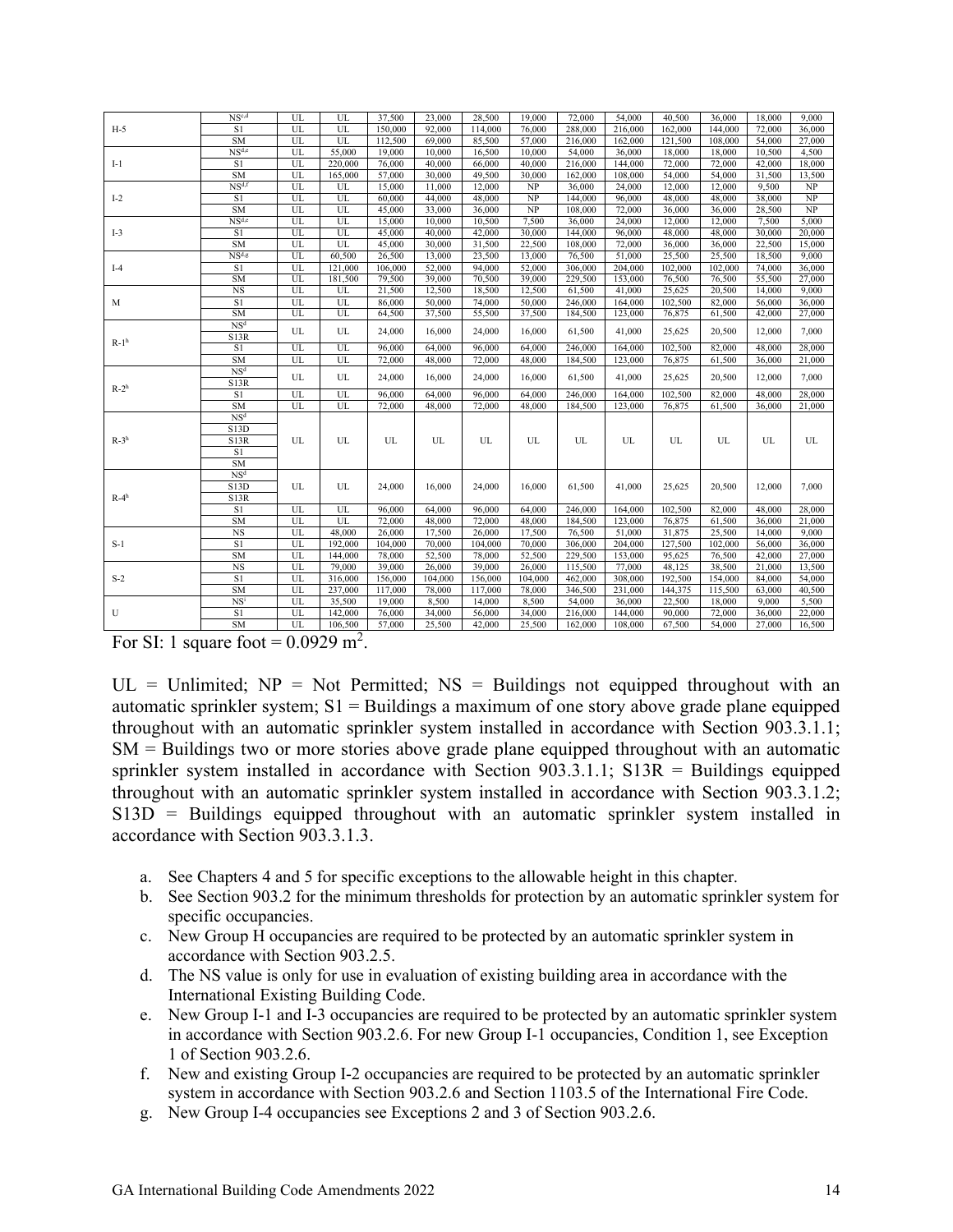| | | | | | | | | | | | | | | |
|---|---|---|---|---|---|---|---|---|---|---|---|---|---|---|
| H-5 | NS[c,d] | UL | UL | 37,500 | 23,000 | 28,500 | 19,000 | 72,000 | 54,000 | 40,500 | 36,000 | 18,000 | 9,000 |
| | S1 | UL | UL | 150,000 | 92,000 | 114,000 | 76,000 | 288,000 | 216,000 | 162,000 | 144,000 | 72,000 | 36,000 |
| | SM | UL | UL | 112,500 | 69,000 | 85,500 | 57,000 | 216,000 | 162,000 | 121,500 | 108,000 | 54,000 | 27,000 |
| I-1 | NS[d,e] | UL | 55,000 | 19,000 | 10,000 | 16,500 | 10,000 | 54,000 | 36,000 | 18,000 | 18,000 | 10,500 | 4,500 |
| | S1 | UL | 220,000 | 76,000 | 40,000 | 66,000 | 40,000 | 216,000 | 144,000 | 72,000 | 72,000 | 42,000 | 18,000 |
| | SM | UL | 165,000 | 57,000 | 30,000 | 49,500 | 30,000 | 162,000 | 108,000 | 54,000 | 54,000 | 31,500 | 13,500 |
| I-2 | NS[d,f] | UL | UL | 15,000 | 11,000 | 12,000 | NP | 36,000 | 24,000 | 12,000 | 12,000 | 9,500 | NP |
| | S1 | UL | UL | 60,000 | 44,000 | 48,000 | NP | 144,000 | 96,000 | 48,000 | 48,000 | 38,000 | NP |
| | SM | UL | UL | 45,000 | 33,000 | 36,000 | NP | 108,000 | 72,000 | 36,000 | 36,000 | 28,500 | NP |
| I-3 | NS[d,e] | UL | UL | 15,000 | 10,000 | 10,500 | 7,500 | 36,000 | 24,000 | 12,000 | 12,000 | 7,500 | 5,000 |
| | S1 | UL | UL | 45,000 | 40,000 | 42,000 | 30,000 | 144,000 | 96,000 | 48,000 | 48,000 | 30,000 | 20,000 |
| | SM | UL | UL | 45,000 | 30,000 | 31,500 | 22,500 | 108,000 | 72,000 | 36,000 | 36,000 | 22,500 | 15,000 |
| I-4 | NS[d,g] | UL | 60,500 | 26,500 | 13,000 | 23,500 | 13,000 | 76,500 | 51,000 | 25,500 | 25,500 | 18,500 | 9,000 |
| | S1 | UL | 121,000 | 106,000 | 52,000 | 94,000 | 52,000 | 306,000 | 204,000 | 102,000 | 102,000 | 74,000 | 36,000 |
| | SM | UL | 181,500 | 79,500 | 39,000 | 70,500 | 39,000 | 229,500 | 153,000 | 76,500 | 76,500 | 55,500 | 27,000 |
| M | NS | UL | UL | 21,500 | 12,500 | 18,500 | 12,500 | 61,500 | 41,000 | 25,625 | 20,500 | 14,000 | 9,000 |
| | S1 | UL | UL | 86,000 | 50,000 | 74,000 | 50,000 | 246,000 | 164,000 | 102,500 | 82,000 | 56,000 | 36,000 |
| | SM | UL | UL | 64,500 | 37,500 | 55,500 | 37,500 | 184,500 | 123,000 | 76,875 | 61,500 | 42,000 | 27,000 |
| R-1[h] | NS[d]<br>S13R | UL | UL | 24,000 | 16,000 | 24,000 | 16,000 | 61,500 | 41,000 | 25,625 | 20,500 | 12,000 | 7,000 |
| | S1 | UL | UL | 96,000 | 64,000 | 96,000 | 64,000 | 246,000 | 164,000 | 102,500 | 82,000 | 48,000 | 28,000 |
| | SM | UL | UL | 72,000 | 48,000 | 72,000 | 48,000 | 184,500 | 123,000 | 76,875 | 61,500 | 36,000 | 21,000 |
| R-2[h] | NS[d]<br>S13R | UL | UL | 24,000 | 16,000 | 24,000 | 16,000 | 61,500 | 41,000 | 25,625 | 20,500 | 12,000 | 7,000 |
| | S1 | UL | UL | 96,000 | 64,000 | 96,000 | 64,000 | 246,000 | 164,000 | 102,500 | 82,000 | 48,000 | 28,000 |
| | SM | UL | UL | 72,000 | 48,000 | 72,000 | 48,000 | 184,500 | 123,000 | 76,875 | 61,500 | 36,000 | 21,000 |
| R-3[h] | NS[d]<br>S13D<br>S13R<br>S1<br>SM | UL | UL | UL | UL | UL | UL | UL | UL | UL | UL | UL | UL |
| R-4[h] | NS[d]<br>S13D<br>S13R | UL | UL | 24,000 | 16,000 | 24,000 | 16,000 | 61,500 | 41,000 | 25,625 | 20,500 | 12,000 | 7,000 |
| | S1 | UL | UL | 96,000 | 64,000 | 96,000 | 64,000 | 246,000 | 164,000 | 102,500 | 82,000 | 48,000 | 28,000 |
| | SM | UL | UL | 72,000 | 48,000 | 72,000 | 48,000 | 184,500 | 123,000 | 76,875 | 61,500 | 36,000 | 21,000 |
| S-1 | NS | UL | 48,000 | 26,000 | 17,500 | 26,000 | 17,500 | 76,500 | 51,000 | 31,875 | 25,500 | 14,000 | 9,000 |
| | S1 | UL | 192,000 | 104,000 | 70,000 | 104,000 | 70,000 | 306,000 | 204,000 | 127,500 | 102,000 | 56,000 | 36,000 |
| | SM | UL | 144,000 | 78,000 | 52,500 | 78,000 | 52,500 | 229,500 | 153,000 | 95,625 | 76,500 | 42,000 | 27,000 |
| S-2 | NS | UL | 79,000 | 39,000 | 26,000 | 39,000 | 26,000 | 115,500 | 77,000 | 48,125 | 38,500 | 21,000 | 13,500 |
| | S1 | UL | 316,000 | 156,000 | 104,000 | 156,000 | 104,000 | 462,000 | 308,000 | 192,500 | 154,000 | 84,000 | 54,000 |
| | SM | UL | 237,000 | 117,000 | 78,000 | 117,000 | 78,000 | 346,500 | 231,000 | 144,375 | 115,500 | 63,000 | 40,500 |
| U | NS[i] | UL | 35,500 | 19,000 | 8,500 | 14,000 | 8,500 | 54,000 | 36,000 | 22,500 | 18,000 | 9,000 | 5,500 |
| | S1 | UL | 142,000 | 76,000 | 34,000 | 56,000 | 34,000 | 216,000 | 144,000 | 90,000 | 72,000 | 36,000 | 22,000 |
| | SM | UL | 106,500 | 57,000 | 25,500 | 42,000 | 25,500 | 162,000 | 108,000 | 67,500 | 54,000 | 27,000 | 16,500 |

For SI: 1 square foot = 0.0929 $m^2$.

UL = Unlimited; NP = Not Permitted; NS = Buildings not equipped throughout with an automatic sprinkler system; S1 = Buildings a maximum of one story above grade plane equipped throughout with an automatic sprinkler system installed in accordance with Section 903.3.1.1; SM = Buildings two or more stories above grade plane equipped throughout with an automatic sprinkler system installed in accordance with Section 903.3.1.1; S13R = Buildings equipped throughout with an automatic sprinkler system installed in accordance with Section 903.3.1.2; S13D = Buildings equipped throughout with an automatic sprinkler system installed in accordance with Section 903.3.1.3.

a. See Chapters 4 and 5 for specific exceptions to the allowable height in this chapter.
b. See Section 903.2 for the minimum thresholds for protection by an automatic sprinkler system for specific occupancies.
c. New Group H occupancies are required to be protected by an automatic sprinkler system in accordance with Section 903.2.5.
d. The NS value is only for use in evaluation of existing building area in accordance with the International Existing Building Code.
e. New Group I-1 and I-3 occupancies are required to be protected by an automatic sprinkler system in accordance with Section 903.2.6. For new Group I-1 occupancies, Condition 1, see Exception 1 of Section 903.2.6.
f. New and existing Group I-2 occupancies are required to be protected by an automatic sprinkler system in accordance with Section 903.2.6 and Section 1103.5 of the International Fire Code.
g. New Group I-4 occupancies see Exceptions 2 and 3 of Section 903.2.6.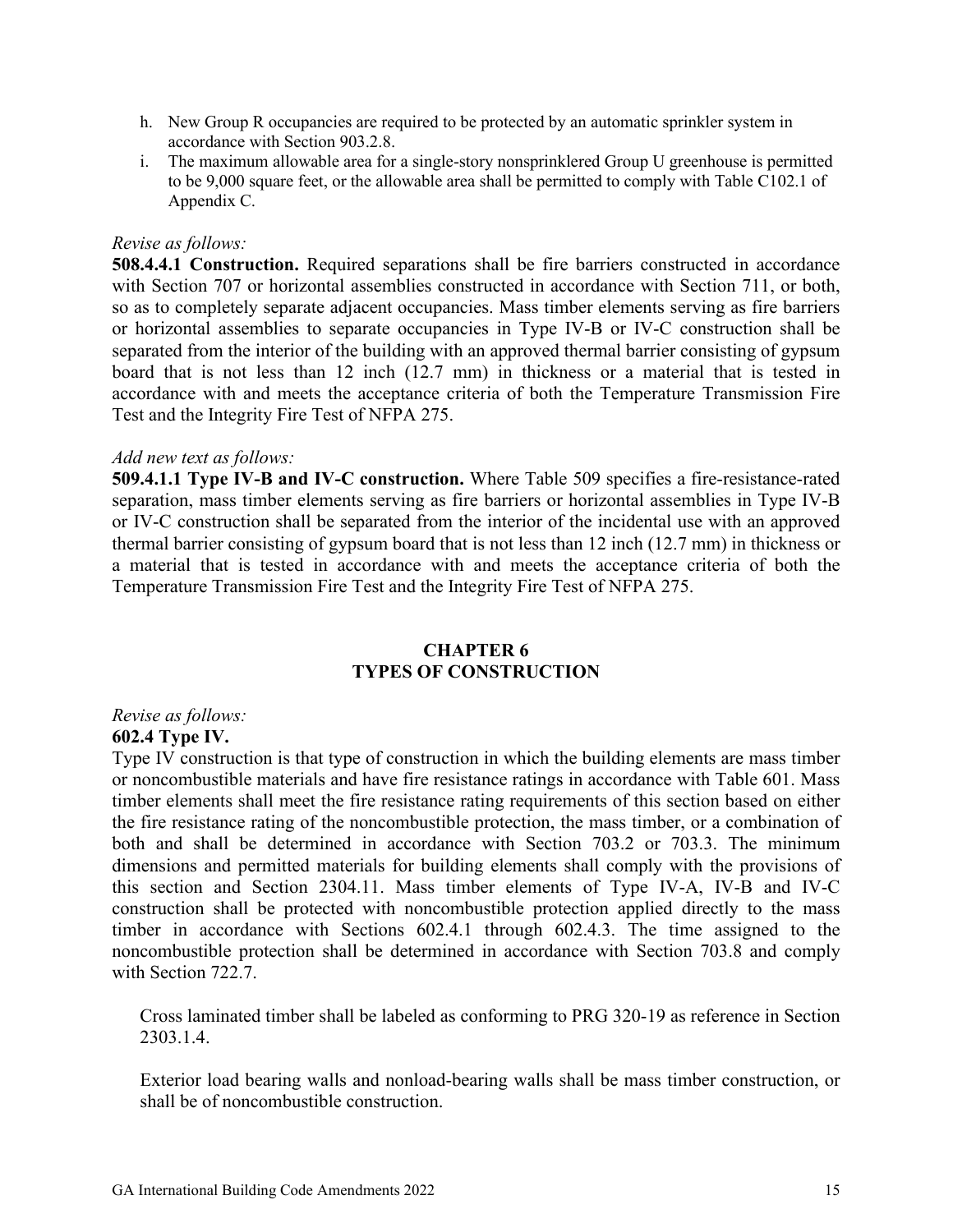h. New Group R occupancies are required to be protected by an automatic sprinkler system in accordance with Section 903.2.8.
i. The maximum allowable area for a single-story nonsprinklered Group U greenhouse is permitted to be 9,000 square feet, or the allowable area shall be permitted to comply with Table C102.1 of Appendix C.

*Revise as follows:*

**508.4.4.1 Construction.** Required separations shall be fire barriers constructed in accordance with Section 707 or horizontal assemblies constructed in accordance with Section 711, or both, so as to completely separate adjacent occupancies. Mass timber elements serving as fire barriers or horizontal assemblies to separate occupancies in Type IV-B or IV-C construction shall be separated from the interior of the building with an approved thermal barrier consisting of gypsum board that is not less than 12 inch (12.7 mm) in thickness or a material that is tested in accordance with and meets the acceptance criteria of both the Temperature Transmission Fire Test and the Integrity Fire Test of NFPA 275.

*Add new text as follows:*

**509.4.1.1 Type IV-B and IV-C construction.** Where Table 509 specifies a fire-resistance-rated separation, mass timber elements serving as fire barriers or horizontal assemblies in Type IV-B or IV-C construction shall be separated from the interior of the incidental use with an approved thermal barrier consisting of gypsum board that is not less than 12 inch (12.7 mm) in thickness or a material that is tested in accordance with and meets the acceptance criteria of both the Temperature Transmission Fire Test and the Integrity Fire Test of NFPA 275.

## CHAPTER 6
## TYPES OF CONSTRUCTION

*Revise as follows:*

**602.4 Type IV.**

Type IV construction is that type of construction in which the building elements are mass timber or noncombustible materials and have fire resistance ratings in accordance with Table 601. Mass timber elements shall meet the fire resistance rating requirements of this section based on either the fire resistance rating of the noncombustible protection, the mass timber, or a combination of both and shall be determined in accordance with Section 703.2 or 703.3. The minimum dimensions and permitted materials for building elements shall comply with the provisions of this section and Section 2304.11. Mass timber elements of Type IV-A, IV-B and IV-C construction shall be protected with noncombustible protection applied directly to the mass timber in accordance with Sections 602.4.1 through 602.4.3. The time assigned to the noncombustible protection shall be determined in accordance with Section 703.8 and comply with Section 722.7.

Cross laminated timber shall be labeled as conforming to PRG 320-19 as reference in Section 2303.1.4.

Exterior load bearing walls and nonload-bearing walls shall be mass timber construction, or shall be of noncombustible construction.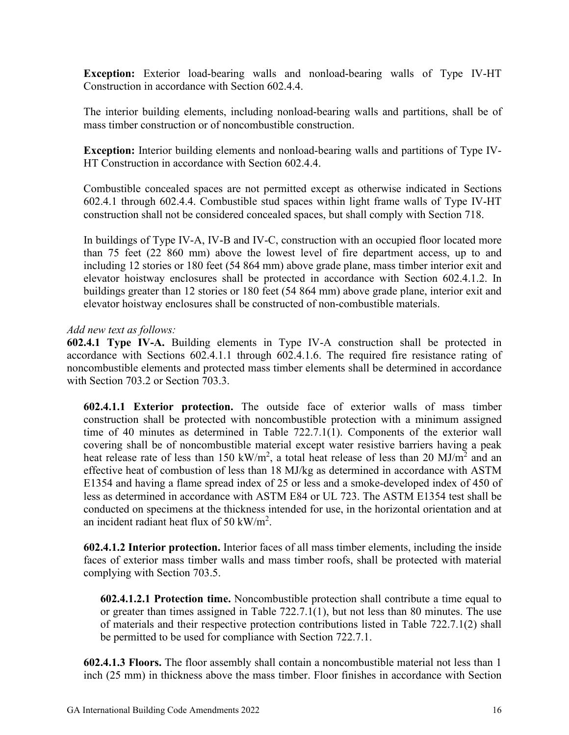**Exception:** Exterior load-bearing walls and nonload-bearing walls of Type IV-HT Construction in accordance with Section 602.4.4.

The interior building elements, including nonload-bearing walls and partitions, shall be of mass timber construction or of noncombustible construction.

**Exception:** Interior building elements and nonload-bearing walls and partitions of Type IV-HT Construction in accordance with Section 602.4.4.

Combustible concealed spaces are not permitted except as otherwise indicated in Sections 602.4.1 through 602.4.4. Combustible stud spaces within light frame walls of Type IV-HT construction shall not be considered concealed spaces, but shall comply with Section 718.

In buildings of Type IV-A, IV-B and IV-C, construction with an occupied floor located more than 75 feet (22 860 mm) above the lowest level of fire department access, up to and including 12 stories or 180 feet (54 864 mm) above grade plane, mass timber interior exit and elevator hoistway enclosures shall be protected in accordance with Section 602.4.1.2. In buildings greater than 12 stories or 180 feet (54 864 mm) above grade plane, interior exit and elevator hoistway enclosures shall be constructed of non-combustible materials.

*Add new text as follows:*

**602.4.1 Type IV-A.** Building elements in Type IV-A construction shall be protected in accordance with Sections 602.4.1.1 through 602.4.1.6. The required fire resistance rating of noncombustible elements and protected mass timber elements shall be determined in accordance with Section 703.2 or Section 703.3.

**602.4.1.1 Exterior protection.** The outside face of exterior walls of mass timber construction shall be protected with noncombustible protection with a minimum assigned time of 40 minutes as determined in Table 722.7.1(1). Components of the exterior wall covering shall be of noncombustible material except water resistive barriers having a peak heat release rate of less than 150 kW/m$^2$, a total heat release of less than 20 MJ/m$^2$ and an effective heat of combustion of less than 18 MJ/kg as determined in accordance with ASTM E1354 and having a flame spread index of 25 or less and a smoke-developed index of 450 of less as determined in accordance with ASTM E84 or UL 723. The ASTM E1354 test shall be conducted on specimens at the thickness intended for use, in the horizontal orientation and at an incident radiant heat flux of 50 kW/m$^2$.

**602.4.1.2 Interior protection.** Interior faces of all mass timber elements, including the inside faces of exterior mass timber walls and mass timber roofs, shall be protected with material complying with Section 703.5.

**602.4.1.2.1 Protection time.** Noncombustible protection shall contribute a time equal to or greater than times assigned in Table 722.7.1(1), but not less than 80 minutes. The use of materials and their respective protection contributions listed in Table 722.7.1(2) shall be permitted to be used for compliance with Section 722.7.1.

**602.4.1.3 Floors.** The floor assembly shall contain a noncombustible material not less than 1 inch (25 mm) in thickness above the mass timber. Floor finishes in accordance with Section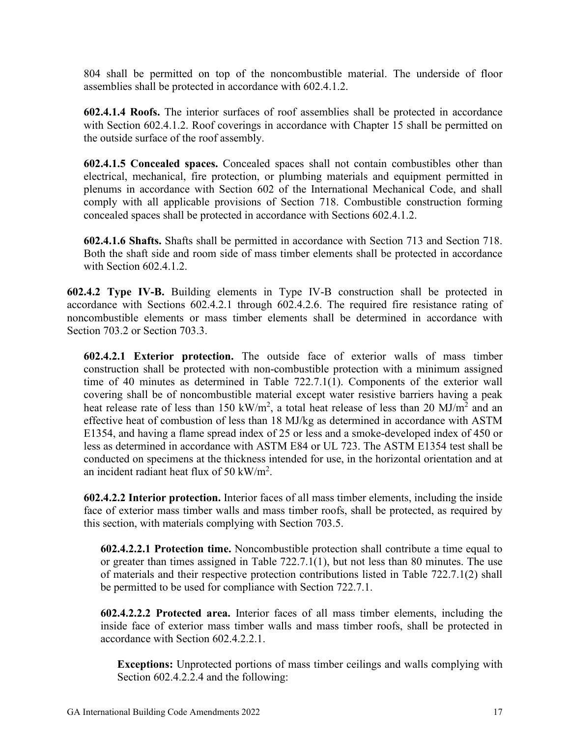804 shall be permitted on top of the noncombustible material. The underside of floor assemblies shall be protected in accordance with 602.4.1.2.

**602.4.1.4 Roofs.** The interior surfaces of roof assemblies shall be protected in accordance with Section 602.4.1.2. Roof coverings in accordance with Chapter 15 shall be permitted on the outside surface of the roof assembly.

**602.4.1.5 Concealed spaces.** Concealed spaces shall not contain combustibles other than electrical, mechanical, fire protection, or plumbing materials and equipment permitted in plenums in accordance with Section 602 of the International Mechanical Code, and shall comply with all applicable provisions of Section 718. Combustible construction forming concealed spaces shall be protected in accordance with Sections 602.4.1.2.

**602.4.1.6 Shafts.** Shafts shall be permitted in accordance with Section 713 and Section 718. Both the shaft side and room side of mass timber elements shall be protected in accordance with Section 602.4.1.2.

**602.4.2 Type IV-B.** Building elements in Type IV-B construction shall be protected in accordance with Sections 602.4.2.1 through 602.4.2.6. The required fire resistance rating of noncombustible elements or mass timber elements shall be determined in accordance with Section 703.2 or Section 703.3.

**602.4.2.1 Exterior protection.** The outside face of exterior walls of mass timber construction shall be protected with non-combustible protection with a minimum assigned time of 40 minutes as determined in Table 722.7.1(1). Components of the exterior wall covering shall be of noncombustible material except water resistive barriers having a peak heat release rate of less than 150 $kW/m^2$, a total heat release of less than 20 $MJ/m^2$ and an effective heat of combustion of less than 18 MJ/kg as determined in accordance with ASTM E1354, and having a flame spread index of 25 or less and a smoke-developed index of 450 or less as determined in accordance with ASTM E84 or UL 723. The ASTM E1354 test shall be conducted on specimens at the thickness intended for use, in the horizontal orientation and at an incident radiant heat flux of 50 $kW/m^2$.

**602.4.2.2 Interior protection.** Interior faces of all mass timber elements, including the inside face of exterior mass timber walls and mass timber roofs, shall be protected, as required by this section, with materials complying with Section 703.5.

**602.4.2.2.1 Protection time.** Noncombustible protection shall contribute a time equal to or greater than times assigned in Table 722.7.1(1), but not less than 80 minutes. The use of materials and their respective protection contributions listed in Table 722.7.1(2) shall be permitted to be used for compliance with Section 722.7.1.

**602.4.2.2.2 Protected area.** Interior faces of all mass timber elements, including the inside face of exterior mass timber walls and mass timber roofs, shall be protected in accordance with Section 602.4.2.2.1.

**Exceptions:** Unprotected portions of mass timber ceilings and walls complying with Section 602.4.2.2.4 and the following: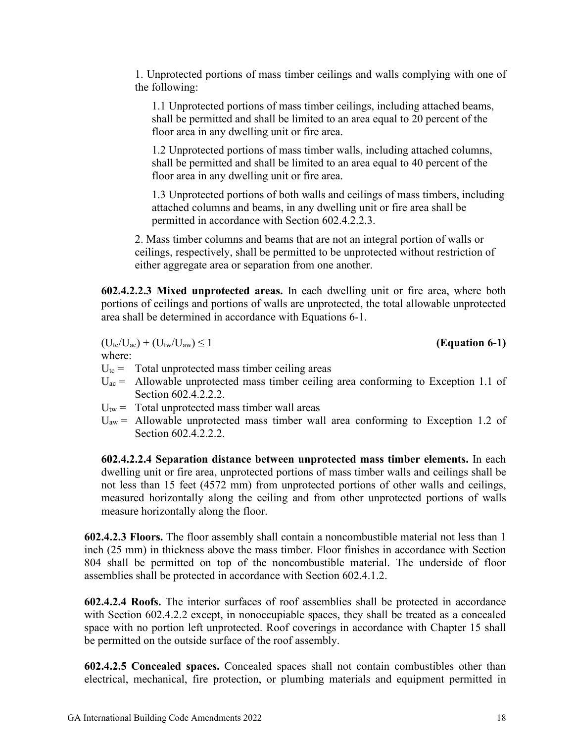1. Unprotected portions of mass timber ceilings and walls complying with one of the following:

   1.1 Unprotected portions of mass timber ceilings, including attached beams, shall be permitted and shall be limited to an area equal to 20 percent of the floor area in any dwelling unit or fire area.

   1.2 Unprotected portions of mass timber walls, including attached columns, shall be permitted and shall be limited to an area equal to 40 percent of the floor area in any dwelling unit or fire area.

   1.3 Unprotected portions of both walls and ceilings of mass timbers, including attached columns and beams, in any dwelling unit or fire area shall be permitted in accordance with Section 602.4.2.2.3.

2. Mass timber columns and beams that are not an integral portion of walls or ceilings, respectively, shall be permitted to be unprotected without restriction of either aggregate area or separation from one another.

**602.4.2.2.3 Mixed unprotected areas.** In each dwelling unit or fire area, where both portions of ceilings and portions of walls are unprotected, the total allowable unprotected area shall be determined in accordance with Equations 6-1.

$$(U_{tc}/U_{ac}) + (U_{tw}/U_{aw}) \leq 1 \quad \textbf{(Equation 6-1)}$$

where:

$U_{tc}$ = Total unprotected mass timber ceiling areas

$U_{ac}$ = Allowable unprotected mass timber ceiling area conforming to Exception 1.1 of Section 602.4.2.2.2.

$U_{tw}$ = Total unprotected mass timber wall areas

$U_{aw}$ = Allowable unprotected mass timber wall area conforming to Exception 1.2 of Section 602.4.2.2.2.

**602.4.2.2.4 Separation distance between unprotected mass timber elements.** In each dwelling unit or fire area, unprotected portions of mass timber walls and ceilings shall be not less than 15 feet (4572 mm) from unprotected portions of other walls and ceilings, measured horizontally along the ceiling and from other unprotected portions of walls measure horizontally along the floor.

**602.4.2.3 Floors.** The floor assembly shall contain a noncombustible material not less than 1 inch (25 mm) in thickness above the mass timber. Floor finishes in accordance with Section 804 shall be permitted on top of the noncombustible material. The underside of floor assemblies shall be protected in accordance with Section 602.4.1.2.

**602.4.2.4 Roofs.** The interior surfaces of roof assemblies shall be protected in accordance with Section 602.4.2.2 except, in nonoccupiable spaces, they shall be treated as a concealed space with no portion left unprotected. Roof coverings in accordance with Chapter 15 shall be permitted on the outside surface of the roof assembly.

**602.4.2.5 Concealed spaces.** Concealed spaces shall not contain combustibles other than electrical, mechanical, fire protection, or plumbing materials and equipment permitted in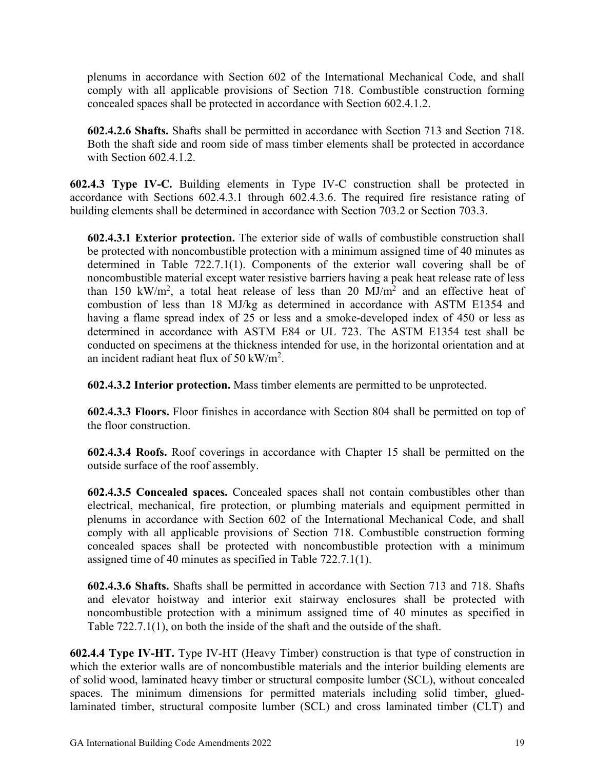plenums in accordance with Section 602 of the International Mechanical Code, and shall comply with all applicable provisions of Section 718. Combustible construction forming concealed spaces shall be protected in accordance with Section 602.4.1.2.

**602.4.2.6 Shafts.** Shafts shall be permitted in accordance with Section 713 and Section 718. Both the shaft side and room side of mass timber elements shall be protected in accordance with Section 602.4.1.2.

**602.4.3 Type IV-C.** Building elements in Type IV-C construction shall be protected in accordance with Sections 602.4.3.1 through 602.4.3.6. The required fire resistance rating of building elements shall be determined in accordance with Section 703.2 or Section 703.3.

**602.4.3.1 Exterior protection.** The exterior side of walls of combustible construction shall be protected with noncombustible protection with a minimum assigned time of 40 minutes as determined in Table 722.7.1(1). Components of the exterior wall covering shall be of noncombustible material except water resistive barriers having a peak heat release rate of less than 150 kW/m$^2$, a total heat release of less than 20 MJ/m$^2$ and an effective heat of combustion of less than 18 MJ/kg as determined in accordance with ASTM E1354 and having a flame spread index of 25 or less and a smoke-developed index of 450 or less as determined in accordance with ASTM E84 or UL 723. The ASTM E1354 test shall be conducted on specimens at the thickness intended for use, in the horizontal orientation and at an incident radiant heat flux of 50 kW/m$^2$.

**602.4.3.2 Interior protection.** Mass timber elements are permitted to be unprotected.

**602.4.3.3 Floors.** Floor finishes in accordance with Section 804 shall be permitted on top of the floor construction.

**602.4.3.4 Roofs.** Roof coverings in accordance with Chapter 15 shall be permitted on the outside surface of the roof assembly.

**602.4.3.5 Concealed spaces.** Concealed spaces shall not contain combustibles other than electrical, mechanical, fire protection, or plumbing materials and equipment permitted in plenums in accordance with Section 602 of the International Mechanical Code, and shall comply with all applicable provisions of Section 718. Combustible construction forming concealed spaces shall be protected with noncombustible protection with a minimum assigned time of 40 minutes as specified in Table 722.7.1(1).

**602.4.3.6 Shafts.** Shafts shall be permitted in accordance with Section 713 and 718. Shafts and elevator hoistway and interior exit stairway enclosures shall be protected with noncombustible protection with a minimum assigned time of 40 minutes as specified in Table 722.7.1(1), on both the inside of the shaft and the outside of the shaft.

**602.4.4 Type IV-HT.** Type IV-HT (Heavy Timber) construction is that type of construction in which the exterior walls are of noncombustible materials and the interior building elements are of solid wood, laminated heavy timber or structural composite lumber (SCL), without concealed spaces. The minimum dimensions for permitted materials including solid timber, glued-laminated timber, structural composite lumber (SCL) and cross laminated timber (CLT) and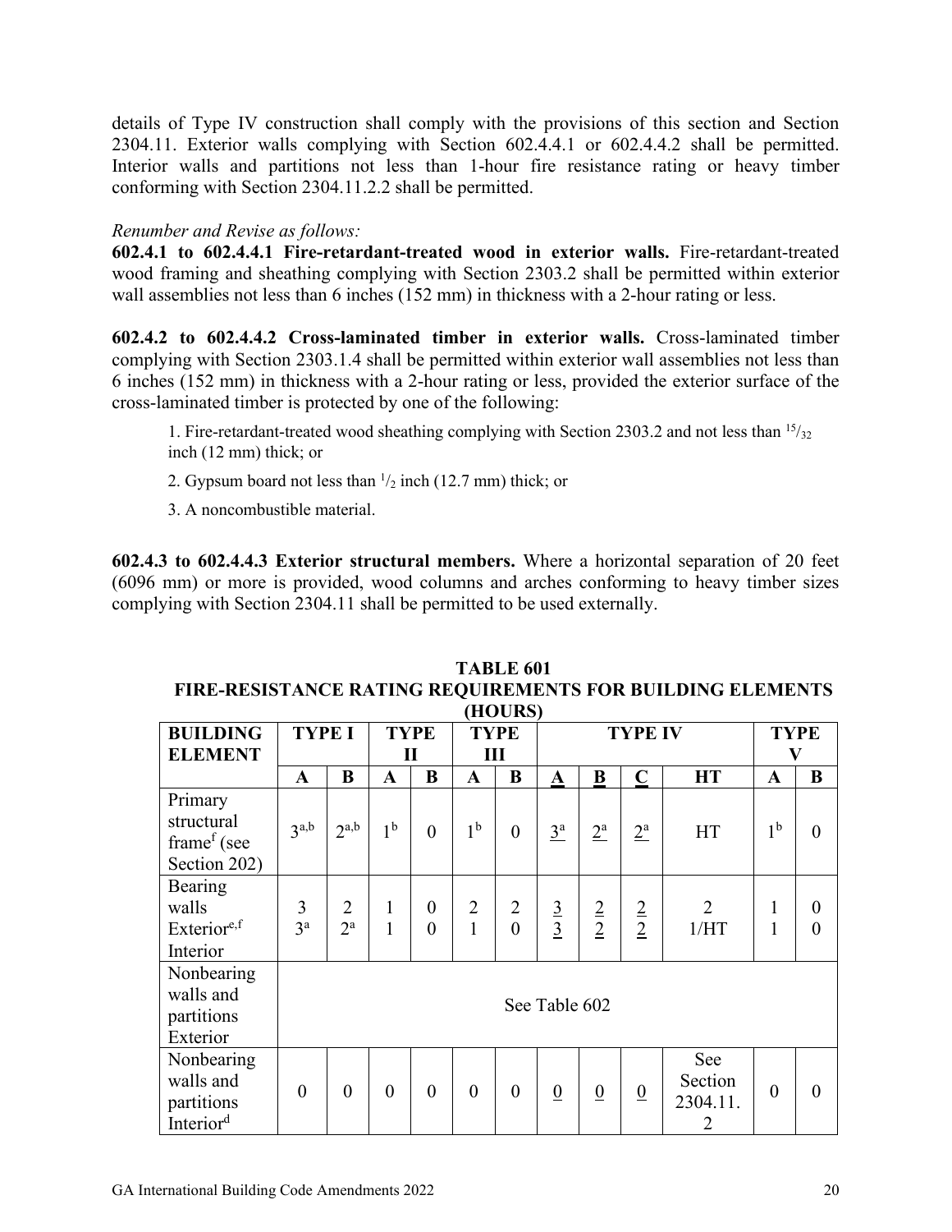details of Type IV construction shall comply with the provisions of this section and Section 2304.11. Exterior walls complying with Section 602.4.4.1 or 602.4.4.2 shall be permitted. Interior walls and partitions not less than 1-hour fire resistance rating or heavy timber conforming with Section 2304.11.2.2 shall be permitted.

*Renumber and Revise as follows:*

**602.4.1 to 602.4.4.1 Fire-retardant-treated wood in exterior walls.** Fire-retardant-treated wood framing and sheathing complying with Section 2303.2 shall be permitted within exterior wall assemblies not less than 6 inches (152 mm) in thickness with a 2-hour rating or less.

**602.4.2 to 602.4.4.2 Cross-laminated timber in exterior walls.** Cross-laminated timber complying with Section 2303.1.4 shall be permitted within exterior wall assemblies not less than 6 inches (152 mm) in thickness with a 2-hour rating or less, provided the exterior surface of the cross-laminated timber is protected by one of the following:

1. Fire-retardant-treated wood sheathing complying with Section 2303.2 and not less than $^{15}/_{32}$ inch (12 mm) thick; or
2. Gypsum board not less than $^{1}/_{2}$ inch (12.7 mm) thick; or
3. A noncombustible material.

**602.4.3 to 602.4.4.3 Exterior structural members.** Where a horizontal separation of 20 feet (6096 mm) or more is provided, wood columns and arches conforming to heavy timber sizes complying with Section 2304.11 shall be permitted to be used externally.

**TABLE 601**
**FIRE-RESISTANCE RATING REQUIREMENTS FOR BUILDING ELEMENTS (HOURS)**

| BUILDING ELEMENT | TYPE I | | TYPE II | | TYPE III | | TYPE IV | | | | TYPE V | |
|---|---|---|---|---|---|---|---|---|---|---|---|---|
| | A | B | A | B | A | B | A | B | C | HT | A | B |
| Primary structural frame[f] (see Section 202) | 3[a,b] | 2[a,b] | 1[b] | 0 | 1[b] | 0 | 3[a] | 2[a] | 2[a] | HT | 1[b] | 0 |
| Bearing walls Exterior[e,f] Interior | 3 3[a] | 2 2[a] | 1 1 | 0 0 | 2 1 | 2 0 | 3 3 | 2 2 | 2 2 | 2 1/HT | 1 1 | 0 0 |
| Nonbearing walls and partitions Exterior | See Table 602 | | | | | | | | | | | |
| Nonbearing walls and partitions Interior[d] | 0 | 0 | 0 | 0 | 0 | 0 | 0 | 0 | 0 | See Section 2304.11.2 | 0 | 0 |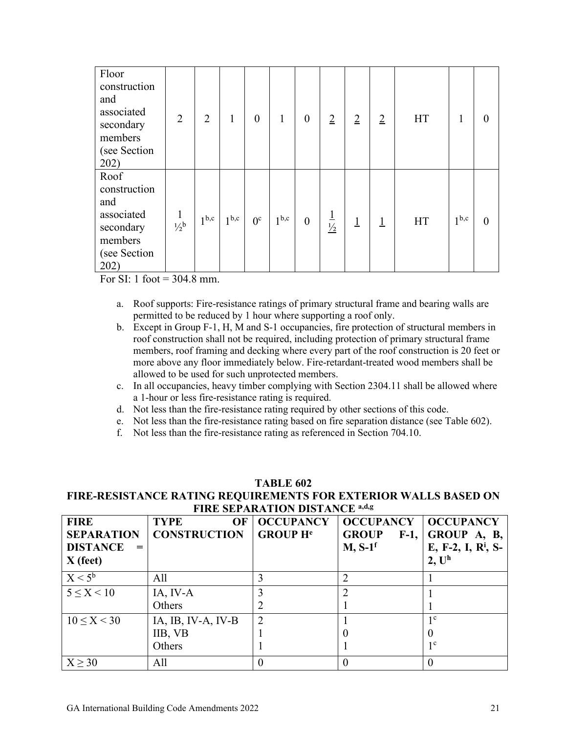| Floor construction and associated secondary members (see Section 202) | 2 | 2 | 1 | 0 | 1 | 0 | 2 | 2 | 2 | HT | 1 | 0 |
|---|---|---|---|---|---|---|---|---|---|---|---|---|
| Roof construction and associated secondary members (see Section 202) | 1 ½[b] | 1[b,c] | 1[b,c] | 0[c] | 1[b,c] | 0 | 1 ½ | 1 | 1 | HT | 1[b,c] | 0 |

For SI: 1 foot = 304.8 mm.

a. Roof supports: Fire-resistance ratings of primary structural frame and bearing walls are permitted to be reduced by 1 hour where supporting a roof only.

b. Except in Group F-1, H, M and S-1 occupancies, fire protection of structural members in roof construction shall not be required, including protection of primary structural frame members, roof framing and decking where every part of the roof construction is 20 feet or more above any floor immediately below. Fire-retardant-treated wood members shall be allowed to be used for such unprotected members.

c. In all occupancies, heavy timber complying with Section 2304.11 shall be allowed where a 1-hour or less fire-resistance rating is required.

d. Not less than the fire-resistance rating required by other sections of this code.

e. Not less than the fire-resistance rating based on fire separation distance (see Table 602).

f. Not less than the fire-resistance rating as referenced in Section 704.10.

**TABLE 602**
**FIRE-RESISTANCE RATING REQUIREMENTS FOR EXTERIOR WALLS BASED ON FIRE SEPARATION DISTANCE [a,d,g]**

| FIRE SEPARATION DISTANCE = X (feet) | TYPE OF CONSTRUCTION | OCCUPANCY GROUP H[e] | OCCUPANCY GROUP F-1, M, S-1[f] | OCCUPANCY GROUP A, B, E, F-2, I, R[i], S-2, U[h] |
|---|---|---|---|---|
| $X < 5$[b] | All | 3 | 2 | 1 |
| $5 \leq X < 10$ | IA, IV-A<br>Others | 3<br>2 | 2<br>1 | 1<br>1 |
| $10 \leq X < 30$ | IA, IB, IV-A, IV-B<br>IIB, VB<br>Others | 2<br>1<br>1 | 1<br>0<br>1 | 1[c]<br>0<br>1[c] |
| $X \geq 30$ | All | 0 | 0 | 0 |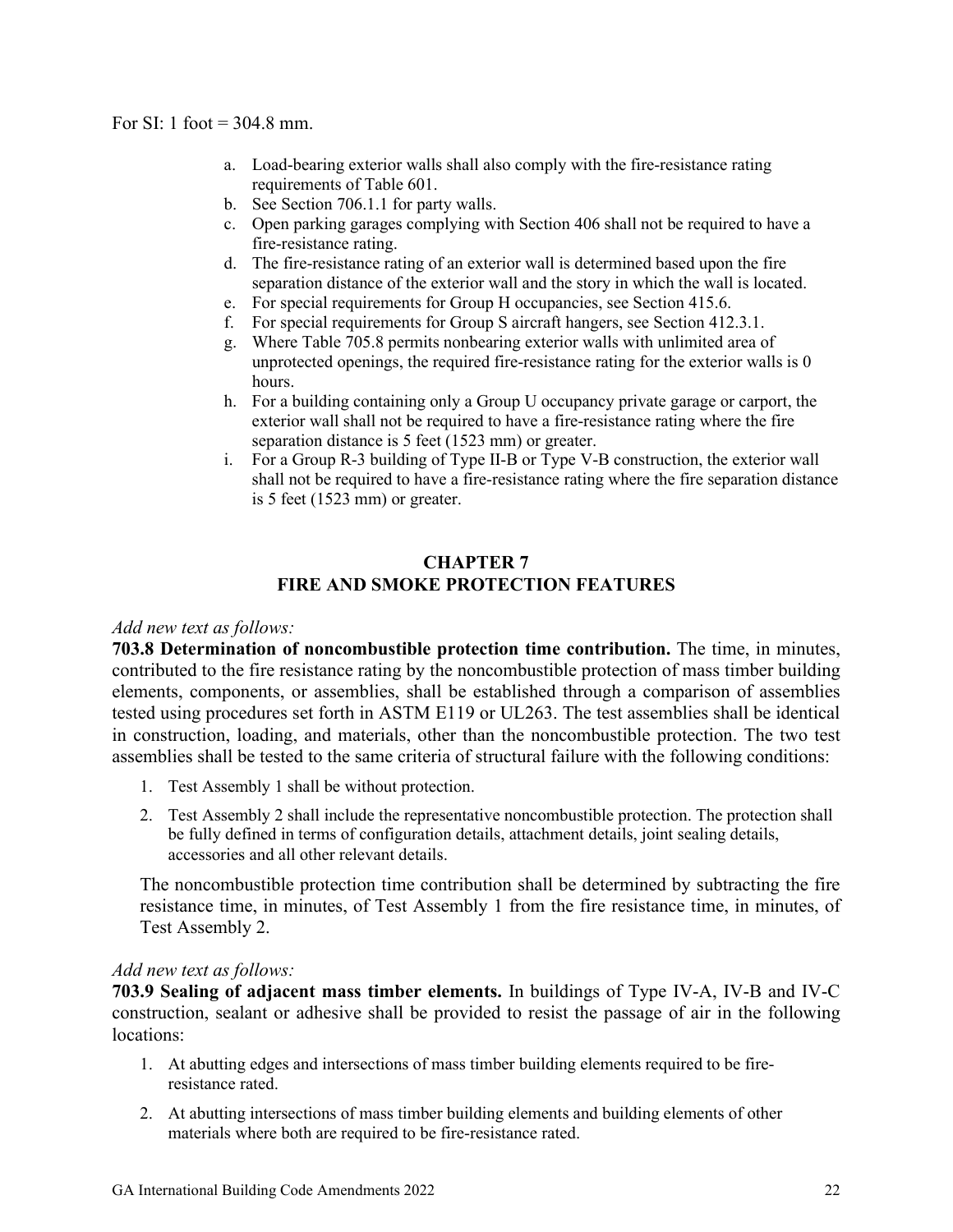For SI: 1 foot = 304.8 mm.

a. Load-bearing exterior walls shall also comply with the fire-resistance rating requirements of Table 601.
b. See Section 706.1.1 for party walls.
c. Open parking garages complying with Section 406 shall not be required to have a fire-resistance rating.
d. The fire-resistance rating of an exterior wall is determined based upon the fire separation distance of the exterior wall and the story in which the wall is located.
e. For special requirements for Group H occupancies, see Section 415.6.
f. For special requirements for Group S aircraft hangers, see Section 412.3.1.
g. Where Table 705.8 permits nonbearing exterior walls with unlimited area of unprotected openings, the required fire-resistance rating for the exterior walls is 0 hours.
h. For a building containing only a Group U occupancy private garage or carport, the exterior wall shall not be required to have a fire-resistance rating where the fire separation distance is 5 feet (1523 mm) or greater.
i. For a Group R-3 building of Type II-B or Type V-B construction, the exterior wall shall not be required to have a fire-resistance rating where the fire separation distance is 5 feet (1523 mm) or greater.

## CHAPTER 7
## FIRE AND SMOKE PROTECTION FEATURES

*Add new text as follows:*

**703.8 Determination of noncombustible protection time contribution.** The time, in minutes, contributed to the fire resistance rating by the noncombustible protection of mass timber building elements, components, or assemblies, shall be established through a comparison of assemblies tested using procedures set forth in ASTM E119 or UL263. The test assemblies shall be identical in construction, loading, and materials, other than the noncombustible protection. The two test assemblies shall be tested to the same criteria of structural failure with the following conditions:

1. Test Assembly 1 shall be without protection.
2. Test Assembly 2 shall include the representative noncombustible protection. The protection shall be fully defined in terms of configuration details, attachment details, joint sealing details, accessories and all other relevant details.

The noncombustible protection time contribution shall be determined by subtracting the fire resistance time, in minutes, of Test Assembly 1 from the fire resistance time, in minutes, of Test Assembly 2.

*Add new text as follows:*

**703.9 Sealing of adjacent mass timber elements.** In buildings of Type IV-A, IV-B and IV-C construction, sealant or adhesive shall be provided to resist the passage of air in the following locations:

1. At abutting edges and intersections of mass timber building elements required to be fire-resistance rated.
2. At abutting intersections of mass timber building elements and building elements of other materials where both are required to be fire-resistance rated.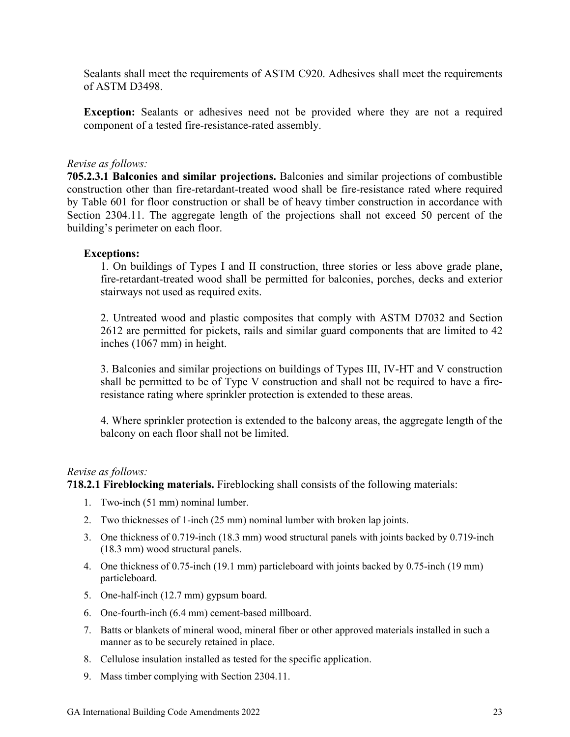Sealants shall meet the requirements of ASTM C920. Adhesives shall meet the requirements of ASTM D3498.

**Exception:** Sealants or adhesives need not be provided where they are not a required component of a tested fire-resistance-rated assembly.

*Revise as follows:*

**705.2.3.1 Balconies and similar projections.** Balconies and similar projections of combustible construction other than fire-retardant-treated wood shall be fire-resistance rated where required by Table 601 for floor construction or shall be of heavy timber construction in accordance with Section 2304.11. The aggregate length of the projections shall not exceed 50 percent of the building's perimeter on each floor.

**Exceptions:**

1. On buildings of Types I and II construction, three stories or less above grade plane, fire-retardant-treated wood shall be permitted for balconies, porches, decks and exterior stairways not used as required exits.

2. Untreated wood and plastic composites that comply with ASTM D7032 and Section 2612 are permitted for pickets, rails and similar guard components that are limited to 42 inches (1067 mm) in height.

3. Balconies and similar projections on buildings of Types III, IV-HT and V construction shall be permitted to be of Type V construction and shall not be required to have a fire-resistance rating where sprinkler protection is extended to these areas.

4. Where sprinkler protection is extended to the balcony areas, the aggregate length of the balcony on each floor shall not be limited.

*Revise as follows:*

**718.2.1 Fireblocking materials.** Fireblocking shall consists of the following materials:

1. Two-inch (51 mm) nominal lumber.
2. Two thicknesses of 1-inch (25 mm) nominal lumber with broken lap joints.
3. One thickness of 0.719-inch (18.3 mm) wood structural panels with joints backed by 0.719-inch (18.3 mm) wood structural panels.
4. One thickness of 0.75-inch (19.1 mm) particleboard with joints backed by 0.75-inch (19 mm) particleboard.
5. One-half-inch (12.7 mm) gypsum board.
6. One-fourth-inch (6.4 mm) cement-based millboard.
7. Batts or blankets of mineral wood, mineral fiber or other approved materials installed in such a manner as to be securely retained in place.
8. Cellulose insulation installed as tested for the specific application.
9. Mass timber complying with Section 2304.11.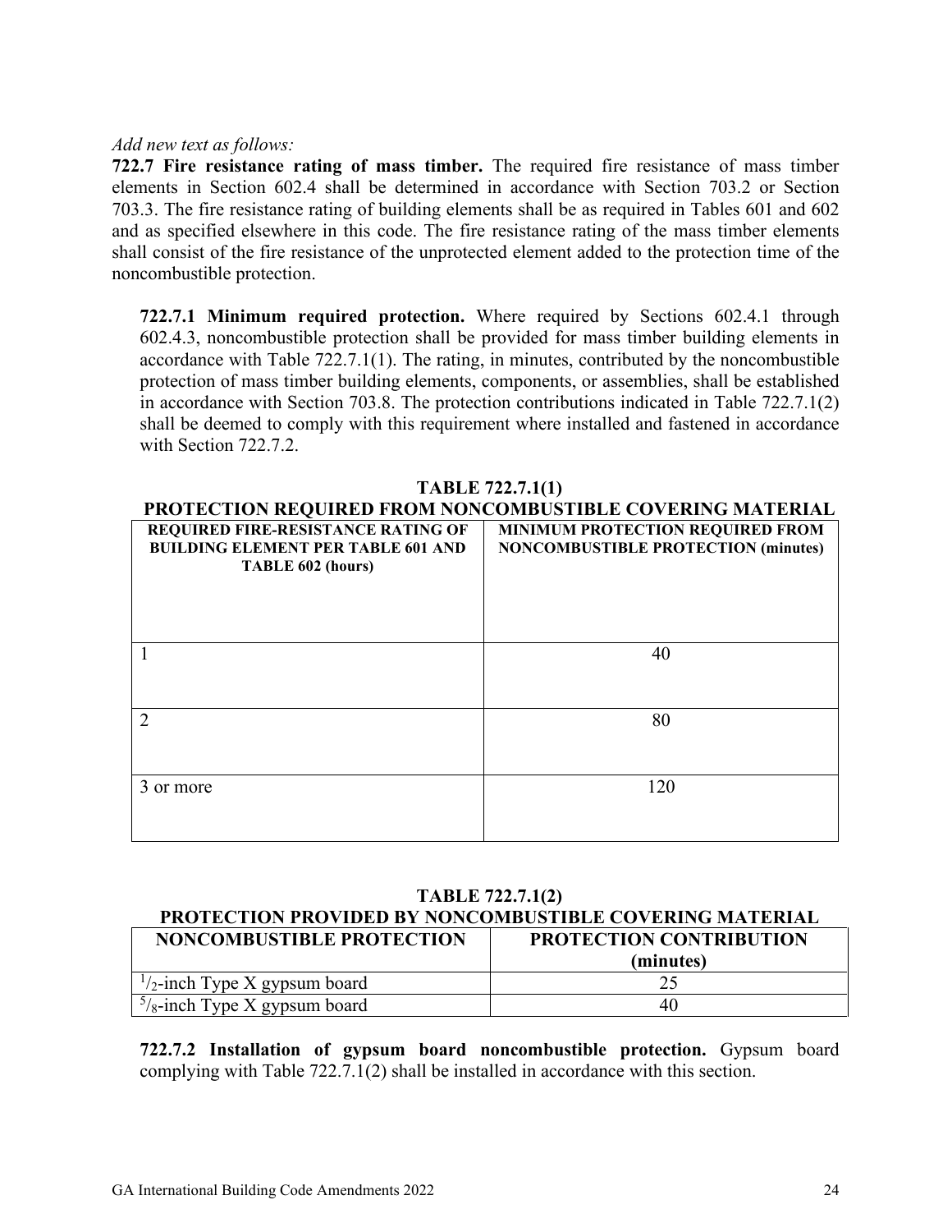*Add new text as follows:*

**722.7 Fire resistance rating of mass timber.** The required fire resistance of mass timber elements in Section 602.4 shall be determined in accordance with Section 703.2 or Section 703.3. The fire resistance rating of building elements shall be as required in Tables 601 and 602 and as specified elsewhere in this code. The fire resistance rating of the mass timber elements shall consist of the fire resistance of the unprotected element added to the protection time of the noncombustible protection.

**722.7.1 Minimum required protection.** Where required by Sections 602.4.1 through 602.4.3, noncombustible protection shall be provided for mass timber building elements in accordance with Table 722.7.1(1). The rating, in minutes, contributed by the noncombustible protection of mass timber building elements, components, or assemblies, shall be established in accordance with Section 703.8. The protection contributions indicated in Table 722.7.1(2) shall be deemed to comply with this requirement where installed and fastened in accordance with Section 722.7.2.

**TABLE 722.7.1(1)**
**PROTECTION REQUIRED FROM NONCOMBUSTIBLE COVERING MATERIAL**

| REQUIRED FIRE-RESISTANCE RATING OF BUILDING ELEMENT PER TABLE 601 AND TABLE 602 (hours) | MINIMUM PROTECTION REQUIRED FROM NONCOMBUSTIBLE PROTECTION (minutes) |
|---|---|
| 1 | 40 |
| 2 | 80 |
| 3 or more | 120 |

**TABLE 722.7.1(2)**
**PROTECTION PROVIDED BY NONCOMBUSTIBLE COVERING MATERIAL**

| NONCOMBUSTIBLE PROTECTION | PROTECTION CONTRIBUTION (minutes) |
|---|---|
| 1/2-inch Type X gypsum board | 25 |
| 5/8-inch Type X gypsum board | 40 |

**722.7.2 Installation of gypsum board noncombustible protection.** Gypsum board complying with Table 722.7.1(2) shall be installed in accordance with this section.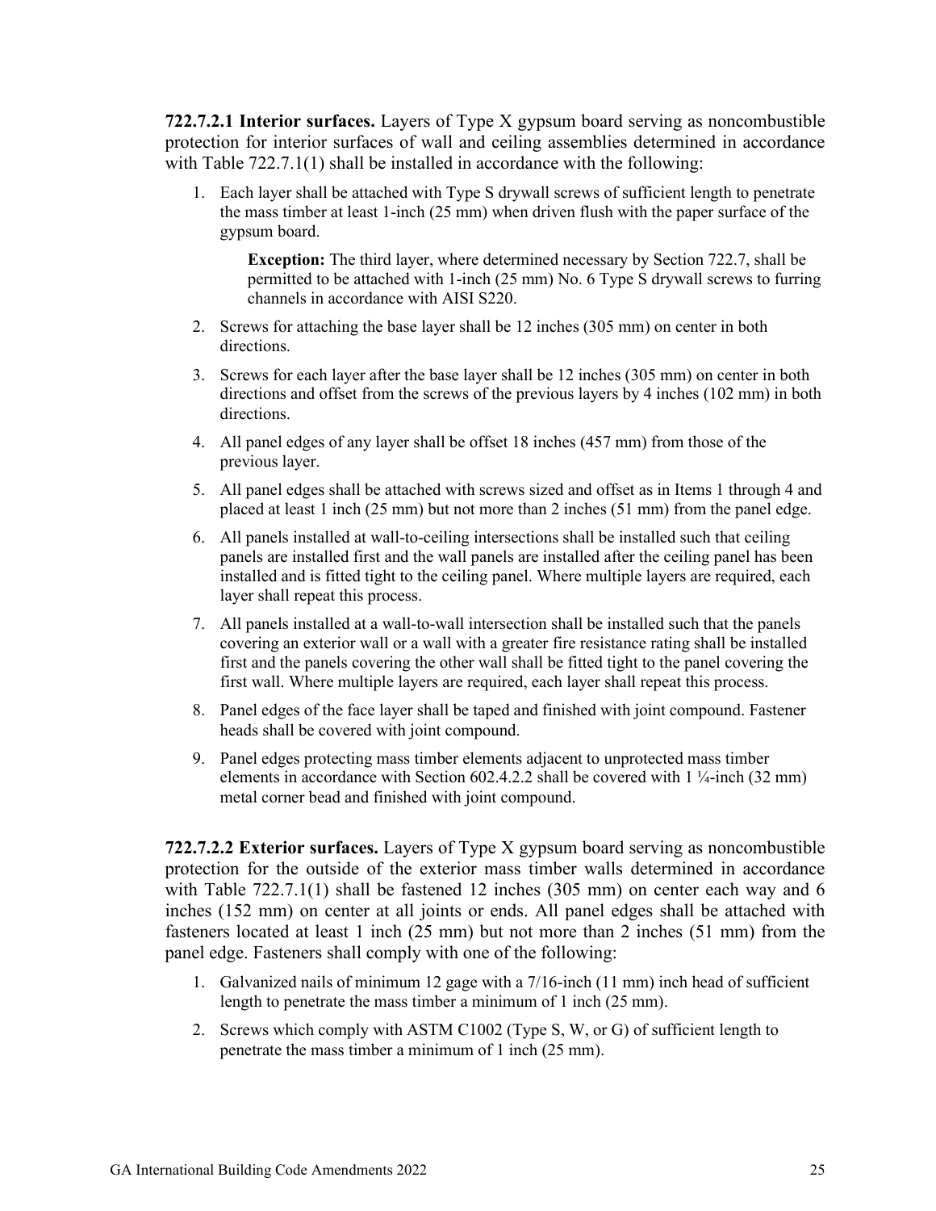**722.7.2.1 Interior surfaces.** Layers of Type X gypsum board serving as noncombustible protection for interior surfaces of wall and ceiling assemblies determined in accordance with Table 722.7.1(1) shall be installed in accordance with the following:

1. Each layer shall be attached with Type S drywall screws of sufficient length to penetrate the mass timber at least 1-inch (25 mm) when driven flush with the paper surface of the gypsum board.

   **Exception:** The third layer, where determined necessary by Section 722.7, shall be permitted to be attached with 1-inch (25 mm) No. 6 Type S drywall screws to furring channels in accordance with AISI S220.

2. Screws for attaching the base layer shall be 12 inches (305 mm) on center in both directions.
3. Screws for each layer after the base layer shall be 12 inches (305 mm) on center in both directions and offset from the screws of the previous layers by 4 inches (102 mm) in both directions.
4. All panel edges of any layer shall be offset 18 inches (457 mm) from those of the previous layer.
5. All panel edges shall be attached with screws sized and offset as in Items 1 through 4 and placed at least 1 inch (25 mm) but not more than 2 inches (51 mm) from the panel edge.
6. All panels installed at wall-to-ceiling intersections shall be installed such that ceiling panels are installed first and the wall panels are installed after the ceiling panel has been installed and is fitted tight to the ceiling panel. Where multiple layers are required, each layer shall repeat this process.
7. All panels installed at a wall-to-wall intersection shall be installed such that the panels covering an exterior wall or a wall with a greater fire resistance rating shall be installed first and the panels covering the other wall shall be fitted tight to the panel covering the first wall. Where multiple layers are required, each layer shall repeat this process.
8. Panel edges of the face layer shall be taped and finished with joint compound. Fastener heads shall be covered with joint compound.
9. Panel edges protecting mass timber elements adjacent to unprotected mass timber elements in accordance with Section 602.4.2.2 shall be covered with 1 ¼-inch (32 mm) metal corner bead and finished with joint compound.

**722.7.2.2 Exterior surfaces.** Layers of Type X gypsum board serving as noncombustible protection for the outside of the exterior mass timber walls determined in accordance with Table 722.7.1(1) shall be fastened 12 inches (305 mm) on center each way and 6 inches (152 mm) on center at all joints or ends. All panel edges shall be attached with fasteners located at least 1 inch (25 mm) but not more than 2 inches (51 mm) from the panel edge. Fasteners shall comply with one of the following:

1. Galvanized nails of minimum 12 gage with a 7/16-inch (11 mm) inch head of sufficient length to penetrate the mass timber a minimum of 1 inch (25 mm).
2. Screws which comply with ASTM C1002 (Type S, W, or G) of sufficient length to penetrate the mass timber a minimum of 1 inch (25 mm).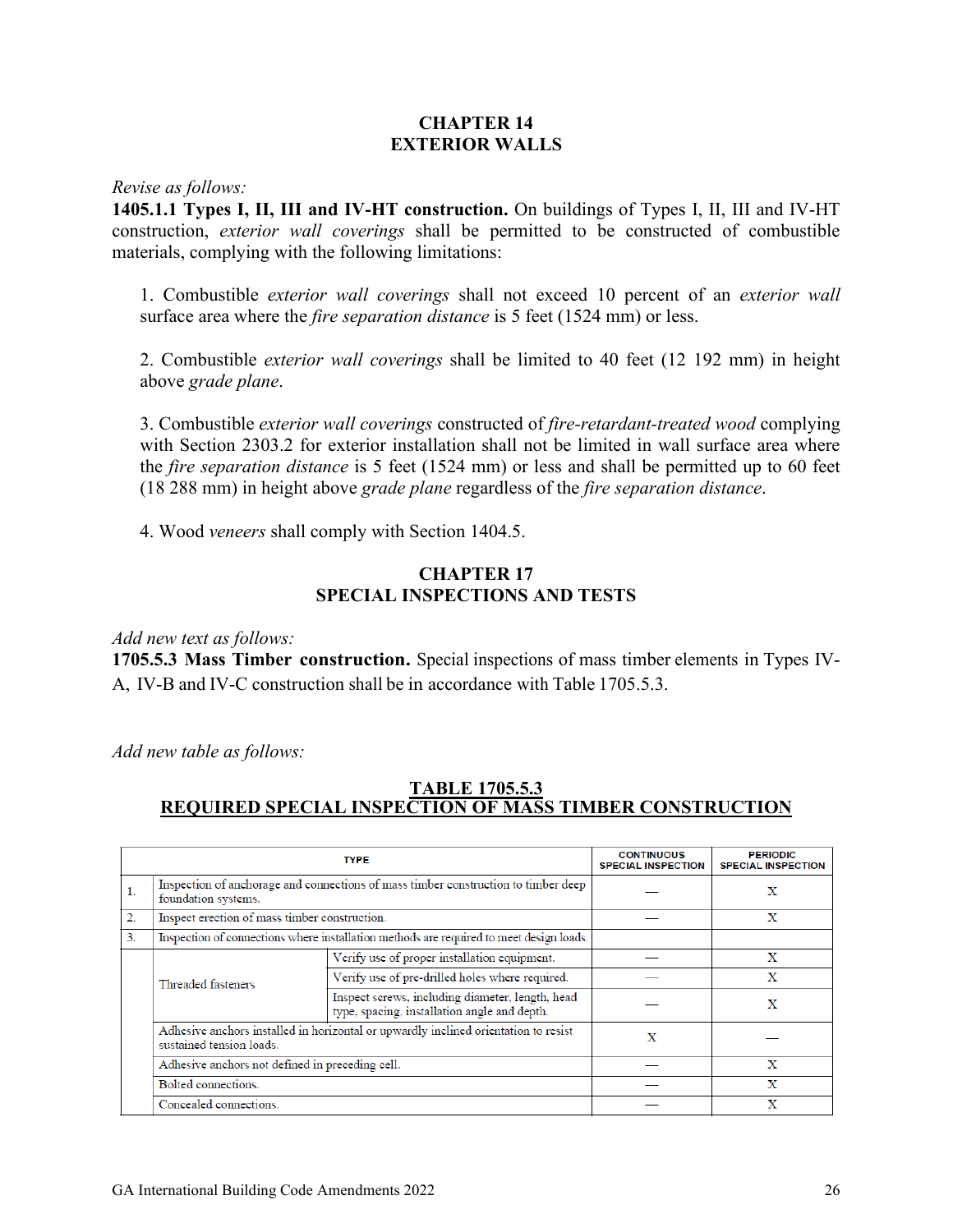## CHAPTER 14
## EXTERIOR WALLS

*Revise as follows:*

**1405.1.1 Types I, II, III and IV-HT construction.** On buildings of Types I, II, III and IV-HT construction, *exterior wall coverings* shall be permitted to be constructed of combustible materials, complying with the following limitations:

1. Combustible *exterior wall coverings* shall not exceed 10 percent of an *exterior wall* surface area where the *fire separation distance* is 5 feet (1524 mm) or less.

2. Combustible *exterior wall coverings* shall be limited to 40 feet (12 192 mm) in height above *grade plane*.

3. Combustible *exterior wall coverings* constructed of *fire-retardant-treated wood* complying with Section 2303.2 for exterior installation shall not be limited in wall surface area where the *fire separation distance* is 5 feet (1524 mm) or less and shall be permitted up to 60 feet (18 288 mm) in height above *grade plane* regardless of the *fire separation distance*.

4. Wood *veneers* shall comply with Section 1404.5.

## CHAPTER 17
## SPECIAL INSPECTIONS AND TESTS

*Add new text as follows:*

**1705.5.3 Mass Timber construction.** Special inspections of mass timber elements in Types IV-A, IV-B and IV-C construction shall be in accordance with Table 1705.5.3.

*Add new table as follows:*

**TABLE 1705.5.3**
**REQUIRED SPECIAL INSPECTION OF MASS TIMBER CONSTRUCTION**

| TYPE | | | CONTINUOUS SPECIAL INSPECTION | PERIODIC SPECIAL INSPECTION |
|---|---|---|---|---|
| 1. | Inspection of anchorage and connections of mass timber construction to timber deep foundation systems. | | — | X |
| 2. | Inspect erection of mass timber construction. | | — | X |
| 3. | Inspection of connections where installation methods are required to meet design loads. | | | |
| | Threaded fasteners | Verify use of proper installation equipment. | — | X |
| | | Verify use of pre-drilled holes where required. | — | X |
| | | Inspect screws, including diameter, length, head type, spacing, installation angle and depth. | — | X |
| | Adhesive anchors installed in horizontal or upwardly inclined orientation to resist sustained tension loads. | | X | — |
| | Adhesive anchors not defined in preceding cell. | | — | X |
| | Bolted connections. | | — | X |
| | Concealed connections. | | — | X |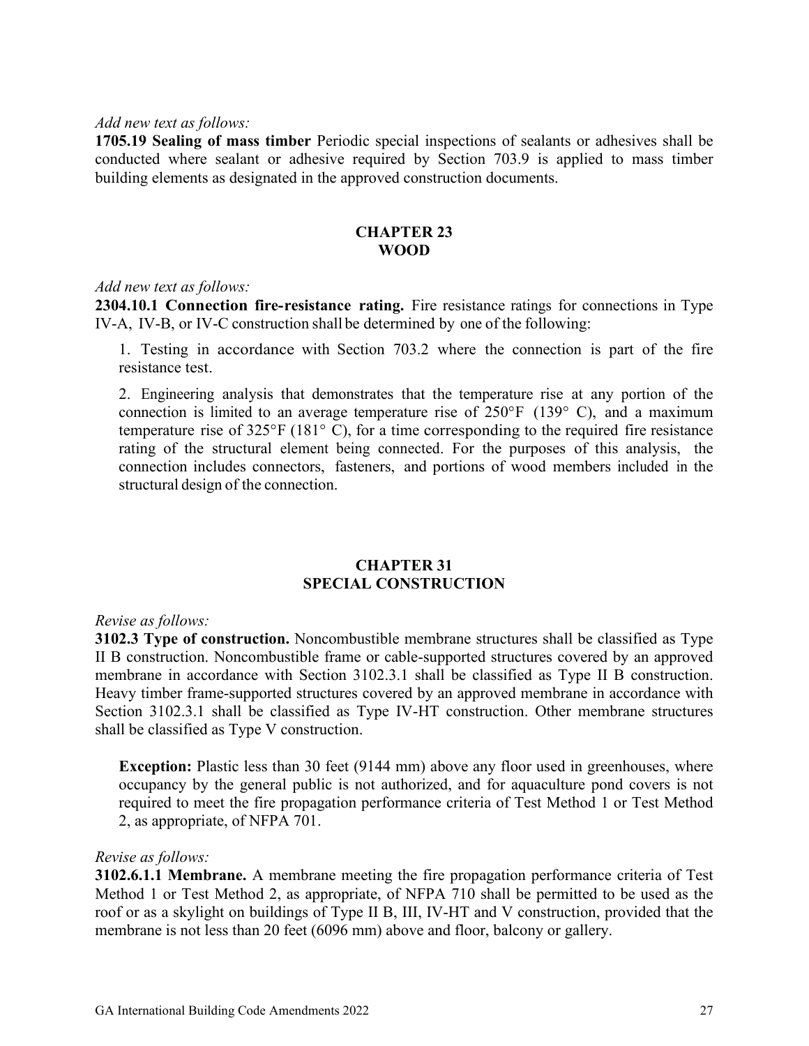*Add new text as follows:*

**1705.19 Sealing of mass timber** Periodic special inspections of sealants or adhesives shall be conducted where sealant or adhesive required by Section 703.9 is applied to mass timber building elements as designated in the approved construction documents.

## CHAPTER 23
## WOOD

*Add new text as follows:*

**2304.10.1 Connection fire-resistance rating.** Fire resistance ratings for connections in Type IV-A, IV-B, or IV-C construction shall be determined by one of the following:

1. Testing in accordance with Section 703.2 where the connection is part of the fire resistance test.

2. Engineering analysis that demonstrates that the temperature rise at any portion of the connection is limited to an average temperature rise of 250°F (139° C), and a maximum temperature rise of 325°F (181° C), for a time corresponding to the required fire resistance rating of the structural element being connected. For the purposes of this analysis, the connection includes connectors, fasteners, and portions of wood members included in the structural design of the connection.

## CHAPTER 31
## SPECIAL CONSTRUCTION

*Revise as follows:*

**3102.3 Type of construction.** Noncombustible membrane structures shall be classified as Type II B construction. Noncombustible frame or cable-supported structures covered by an approved membrane in accordance with Section 3102.3.1 shall be classified as Type II B construction. Heavy timber frame-supported structures covered by an approved membrane in accordance with Section 3102.3.1 shall be classified as Type IV-HT construction. Other membrane structures shall be classified as Type V construction.

> **Exception:** Plastic less than 30 feet (9144 mm) above any floor used in greenhouses, where occupancy by the general public is not authorized, and for aquaculture pond covers is not required to meet the fire propagation performance criteria of Test Method 1 or Test Method 2, as appropriate, of NFPA 701.

*Revise as follows:*

**3102.6.1.1 Membrane.** A membrane meeting the fire propagation performance criteria of Test Method 1 or Test Method 2, as appropriate, of NFPA 710 shall be permitted to be used as the roof or as a skylight on buildings of Type II B, III, IV-HT and V construction, provided that the membrane is not less than 20 feet (6096 mm) above and floor, balcony or gallery.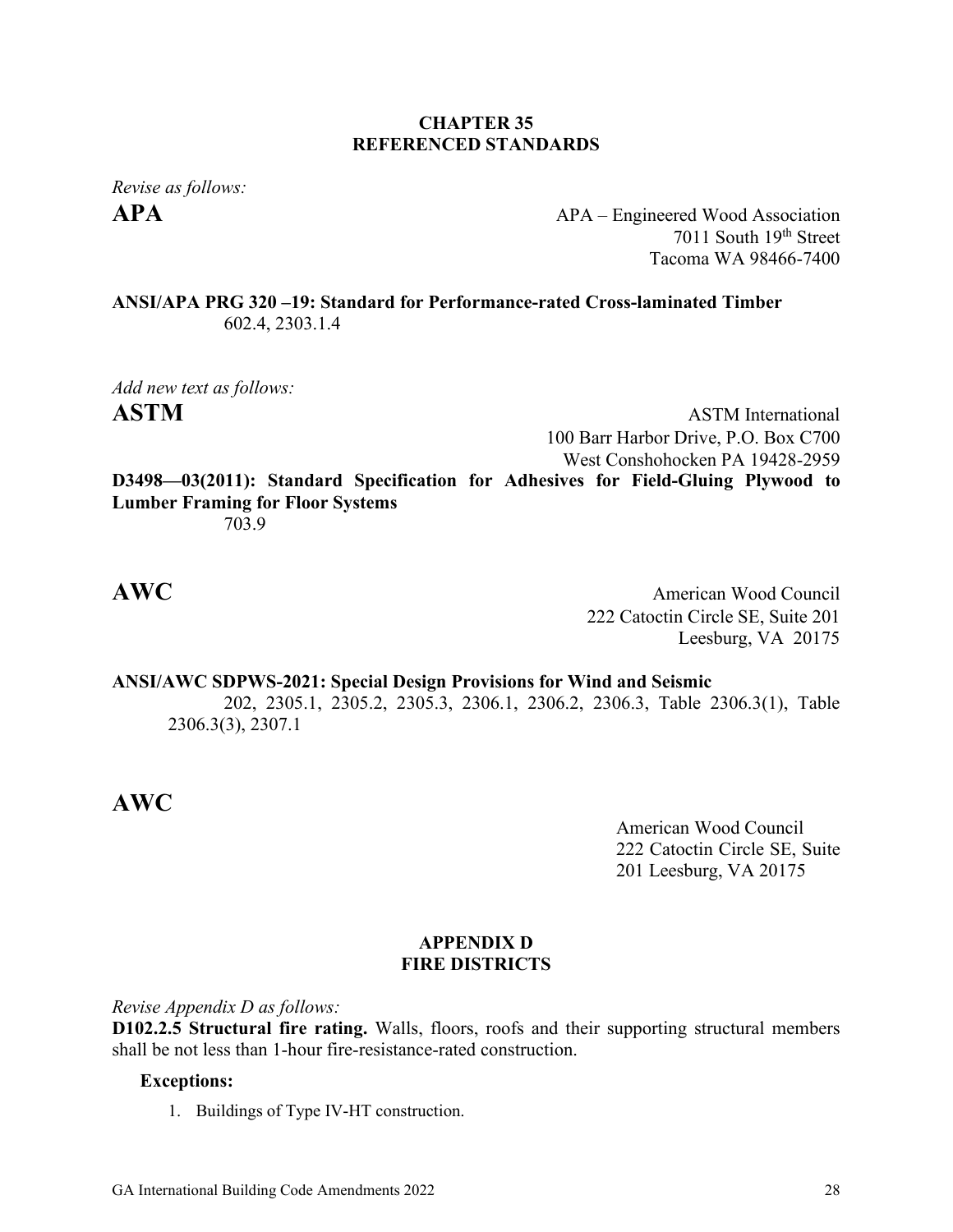## CHAPTER 35
## REFERENCED STANDARDS

*Revise as follows:*

**APA**

APA – Engineered Wood Association
7011 South 19th Street
Tacoma WA 98466-7400

**ANSI/APA PRG 320 –19: Standard for Performance-rated Cross-laminated Timber**
602.4, 2303.1.4

*Add new text as follows:*

**ASTM**

ASTM International
100 Barr Harbor Drive, P.O. Box C700
West Conshohocken PA 19428-2959

**D3498—03(2011): Standard Specification for Adhesives for Field-Gluing Plywood to Lumber Framing for Floor Systems**
703.9

**AWC**

American Wood Council
222 Catoctin Circle SE, Suite 201
Leesburg, VA 20175

**ANSI/AWC SDPWS-2021: Special Design Provisions for Wind and Seismic**
202, 2305.1, 2305.2, 2305.3, 2306.1, 2306.2, 2306.3, Table 2306.3(1), Table 2306.3(3), 2307.1

**AWC**

American Wood Council
222 Catoctin Circle SE, Suite
201 Leesburg, VA 20175

## APPENDIX D
## FIRE DISTRICTS

*Revise Appendix D as follows:*

**D102.2.5 Structural fire rating.** Walls, floors, roofs and their supporting structural members shall be not less than 1-hour fire-resistance-rated construction.

**Exceptions:**

1. Buildings of Type IV-HT construction.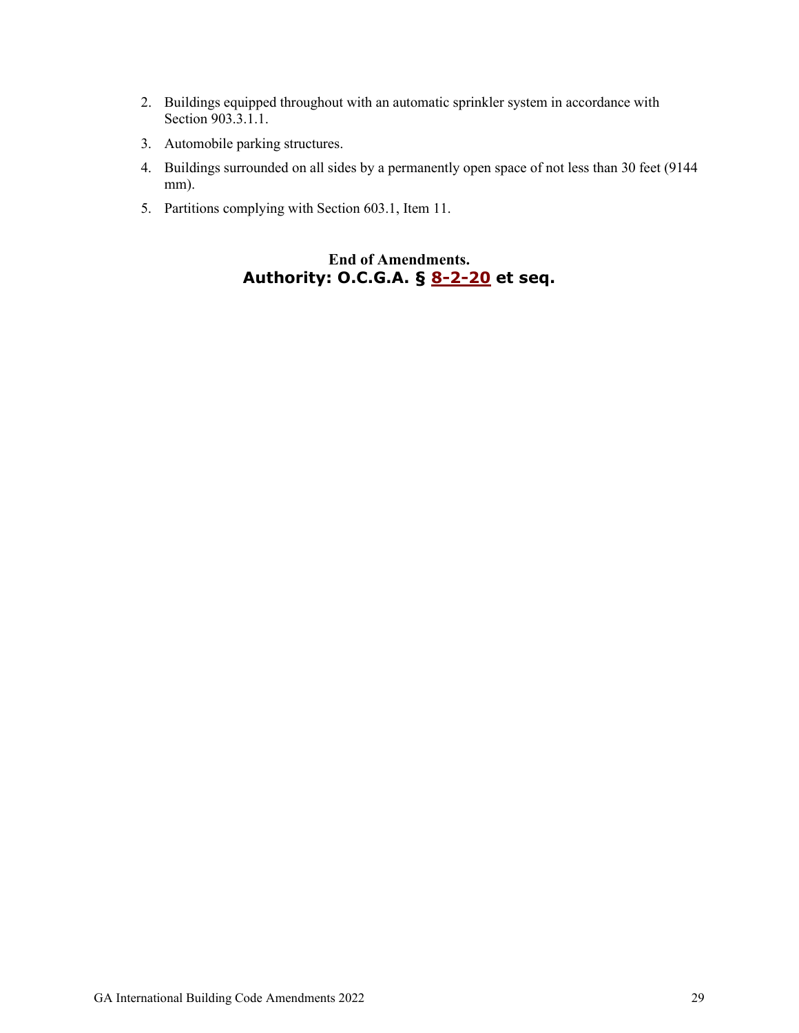2. Buildings equipped throughout with an automatic sprinkler system in accordance with Section 903.3.1.1.
3. Automobile parking structures.
4. Buildings surrounded on all sides by a permanently open space of not less than 30 feet (9144 mm).
5. Partitions complying with Section 603.1, Item 11.

**End of Amendments.**
**Authority: O.C.G.A. § 8-2-20 et seq.**